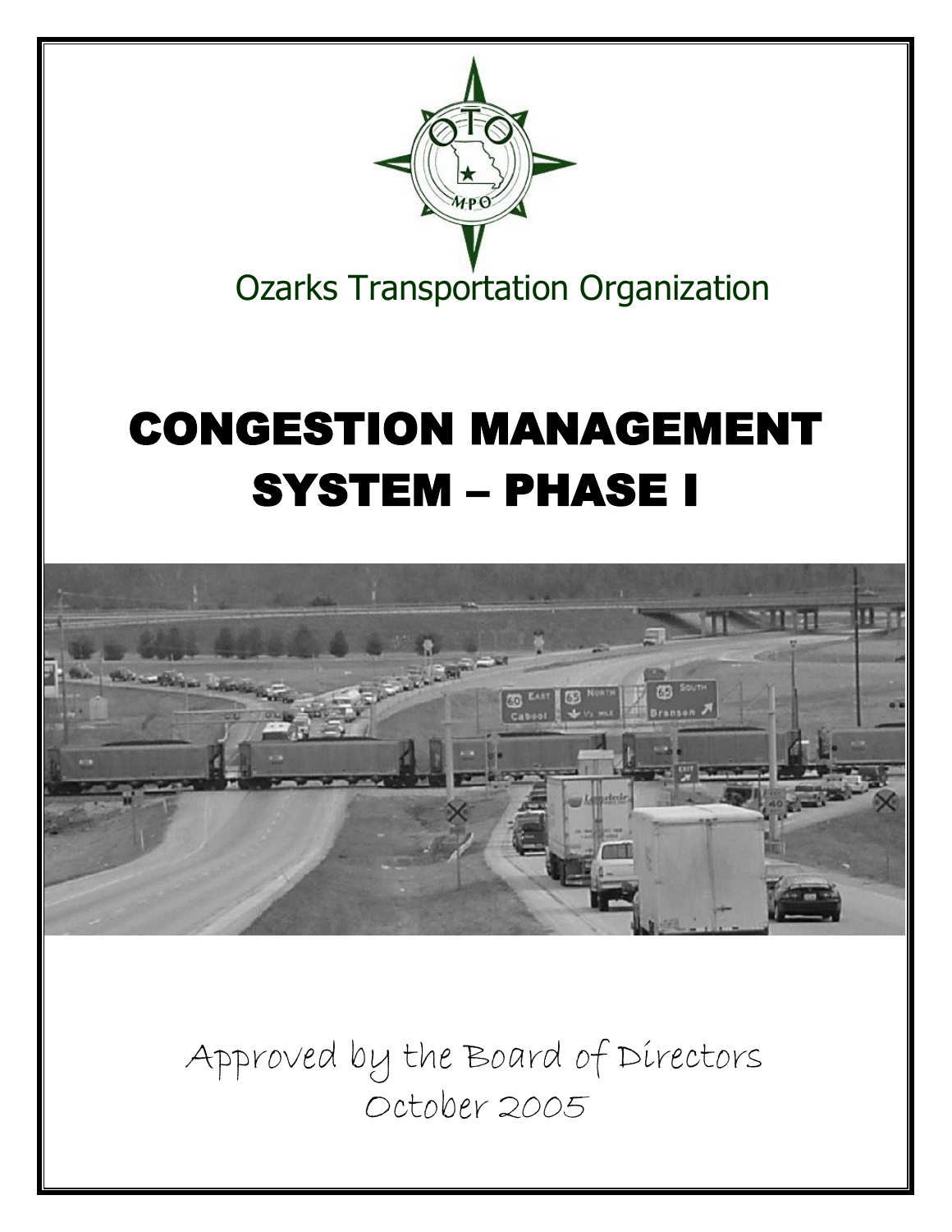Ozarks Transportation Organization

# CONGESTION MANAGEMENT SYSTEM – PHASE I

Approved by the Board of Directors

October 2005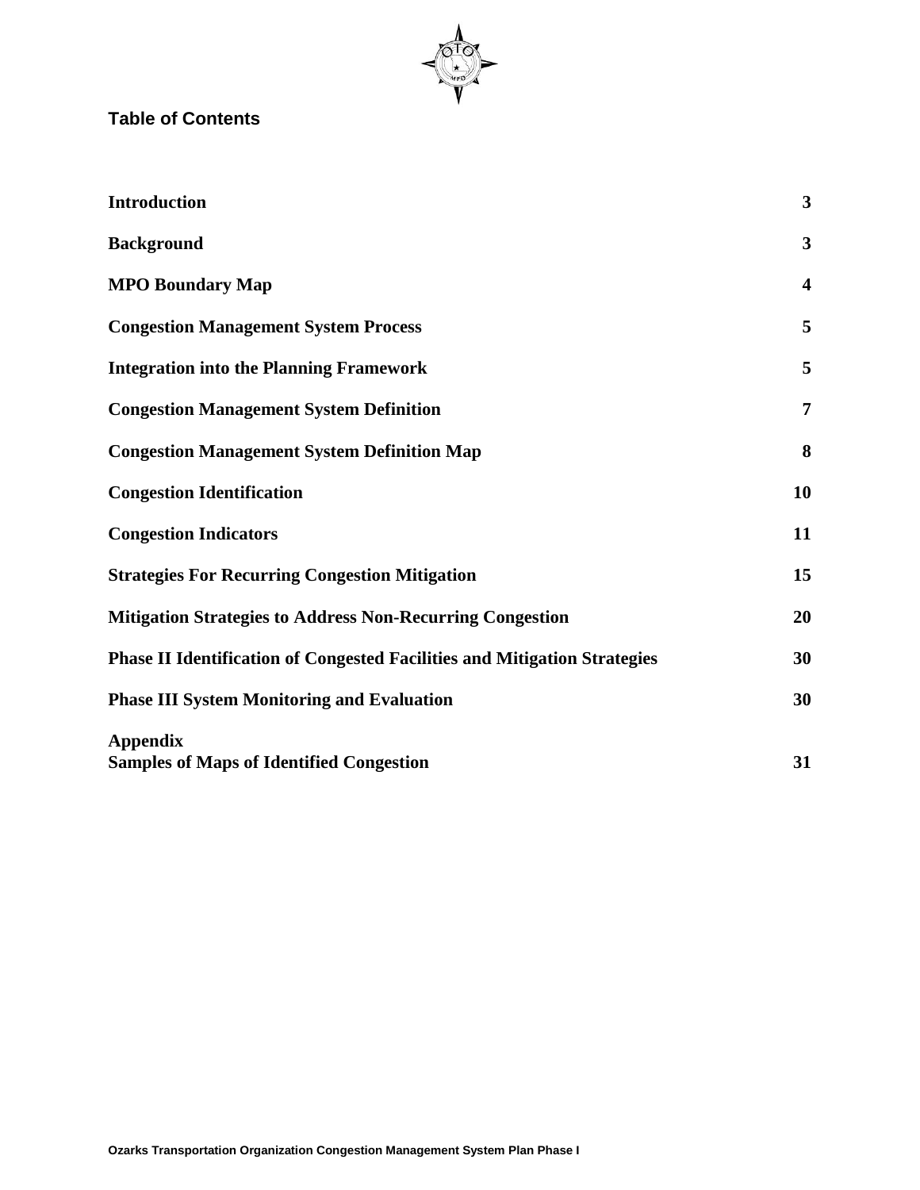## Table of Contents

| | |
|---|---|
| **Introduction** | **3** |
| **Background** | **3** |
| **MPO Boundary Map** | **4** |
| **Congestion Management System Process** | **5** |
| **Integration into the Planning Framework** | **5** |
| **Congestion Management System Definition** | **7** |
| **Congestion Management System Definition Map** | **8** |
| **Congestion Identification** | **10** |
| **Congestion Indicators** | **11** |
| **Strategies For Recurring Congestion Mitigation** | **15** |
| **Mitigation Strategies to Address Non-Recurring Congestion** | **20** |
| **Phase II Identification of Congested Facilities and Mitigation Strategies** | **30** |
| **Phase III System Monitoring and Evaluation** | **30** |
| **Appendix** <br> **Samples of Maps of Identified Congestion** | **31** |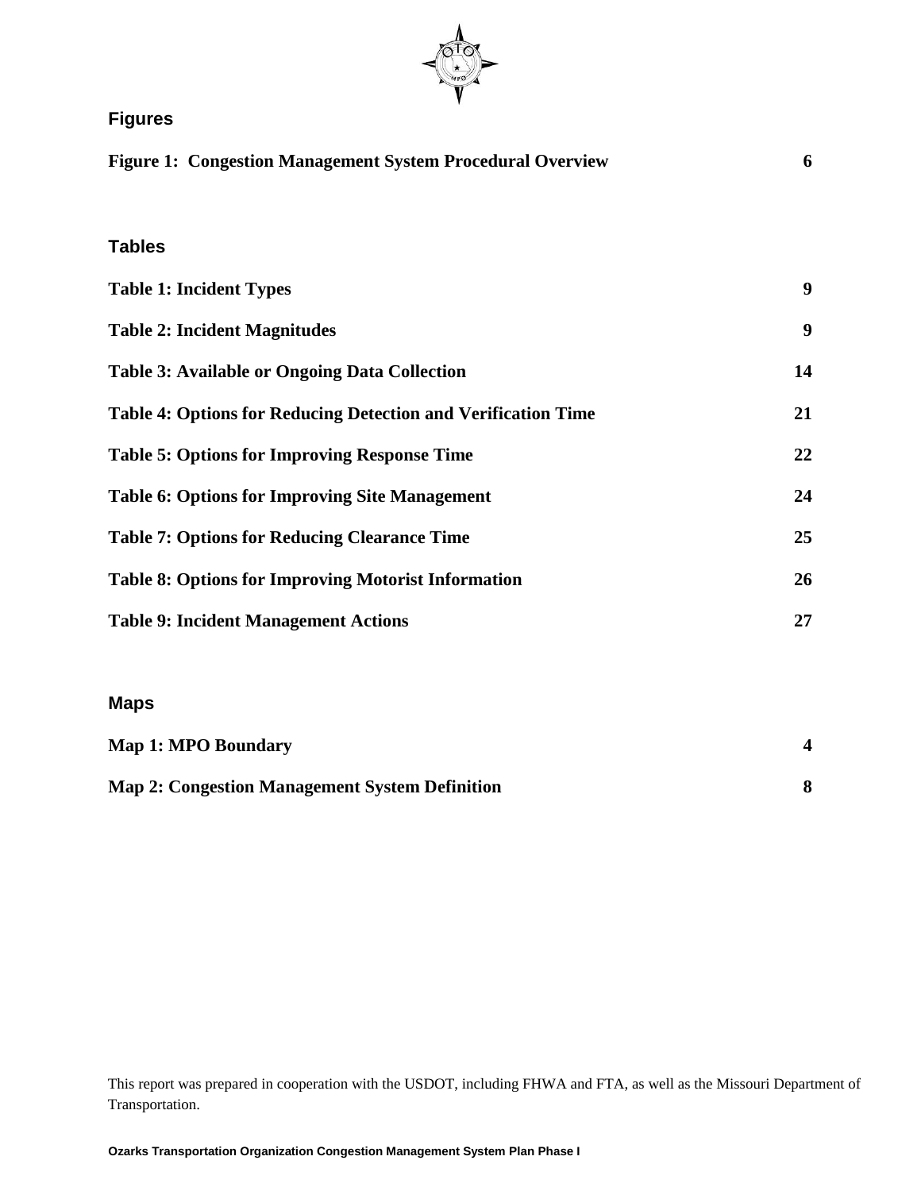## Figures

**Figure 1: Congestion Management System Procedural Overview** **6**

## Tables

**Table 1: Incident Types** **9**

**Table 2: Incident Magnitudes** **9**

**Table 3: Available or Ongoing Data Collection** **14**

**Table 4: Options for Reducing Detection and Verification Time** **21**

**Table 5: Options for Improving Response Time** **22**

**Table 6: Options for Improving Site Management** **24**

**Table 7: Options for Reducing Clearance Time** **25**

**Table 8: Options for Improving Motorist Information** **26**

**Table 9: Incident Management Actions** **27**

## Maps

**Map 1: MPO Boundary** **4**

**Map 2: Congestion Management System Definition** **8**

This report was prepared in cooperation with the USDOT, including FHWA and FTA, as well as the Missouri Department of Transportation.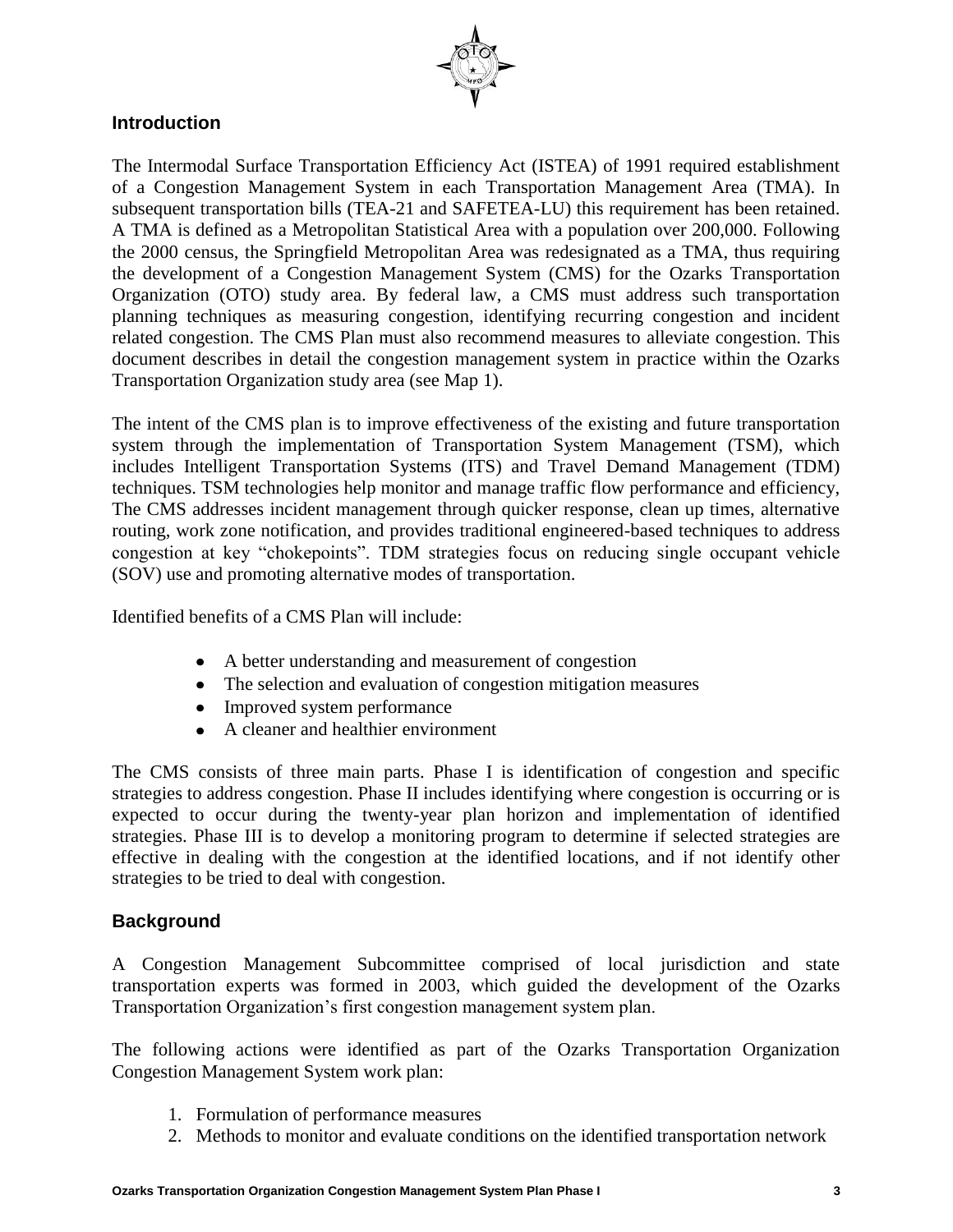## Introduction

The Intermodal Surface Transportation Efficiency Act (ISTEA) of 1991 required establishment of a Congestion Management System in each Transportation Management Area (TMA). In subsequent transportation bills (TEA-21 and SAFETEA-LU) this requirement has been retained. A TMA is defined as a Metropolitan Statistical Area with a population over 200,000. Following the 2000 census, the Springfield Metropolitan Area was redesignated as a TMA, thus requiring the development of a Congestion Management System (CMS) for the Ozarks Transportation Organization (OTO) study area. By federal law, a CMS must address such transportation planning techniques as measuring congestion, identifying recurring congestion and incident related congestion. The CMS Plan must also recommend measures to alleviate congestion. This document describes in detail the congestion management system in practice within the Ozarks Transportation Organization study area (see Map 1).

The intent of the CMS plan is to improve effectiveness of the existing and future transportation system through the implementation of Transportation System Management (TSM), which includes Intelligent Transportation Systems (ITS) and Travel Demand Management (TDM) techniques. TSM technologies help monitor and manage traffic flow performance and efficiency, The CMS addresses incident management through quicker response, clean up times, alternative routing, work zone notification, and provides traditional engineered-based techniques to address congestion at key "chokepoints". TDM strategies focus on reducing single occupant vehicle (SOV) use and promoting alternative modes of transportation.

Identified benefits of a CMS Plan will include:

- A better understanding and measurement of congestion
- The selection and evaluation of congestion mitigation measures
- Improved system performance
- A cleaner and healthier environment

The CMS consists of three main parts. Phase I is identification of congestion and specific strategies to address congestion. Phase II includes identifying where congestion is occurring or is expected to occur during the twenty-year plan horizon and implementation of identified strategies. Phase III is to develop a monitoring program to determine if selected strategies are effective in dealing with the congestion at the identified locations, and if not identify other strategies to be tried to deal with congestion.

## Background

A Congestion Management Subcommittee comprised of local jurisdiction and state transportation experts was formed in 2003, which guided the development of the Ozarks Transportation Organization's first congestion management system plan.

The following actions were identified as part of the Ozarks Transportation Organization Congestion Management System work plan:

1. Formulation of performance measures
2. Methods to monitor and evaluate conditions on the identified transportation network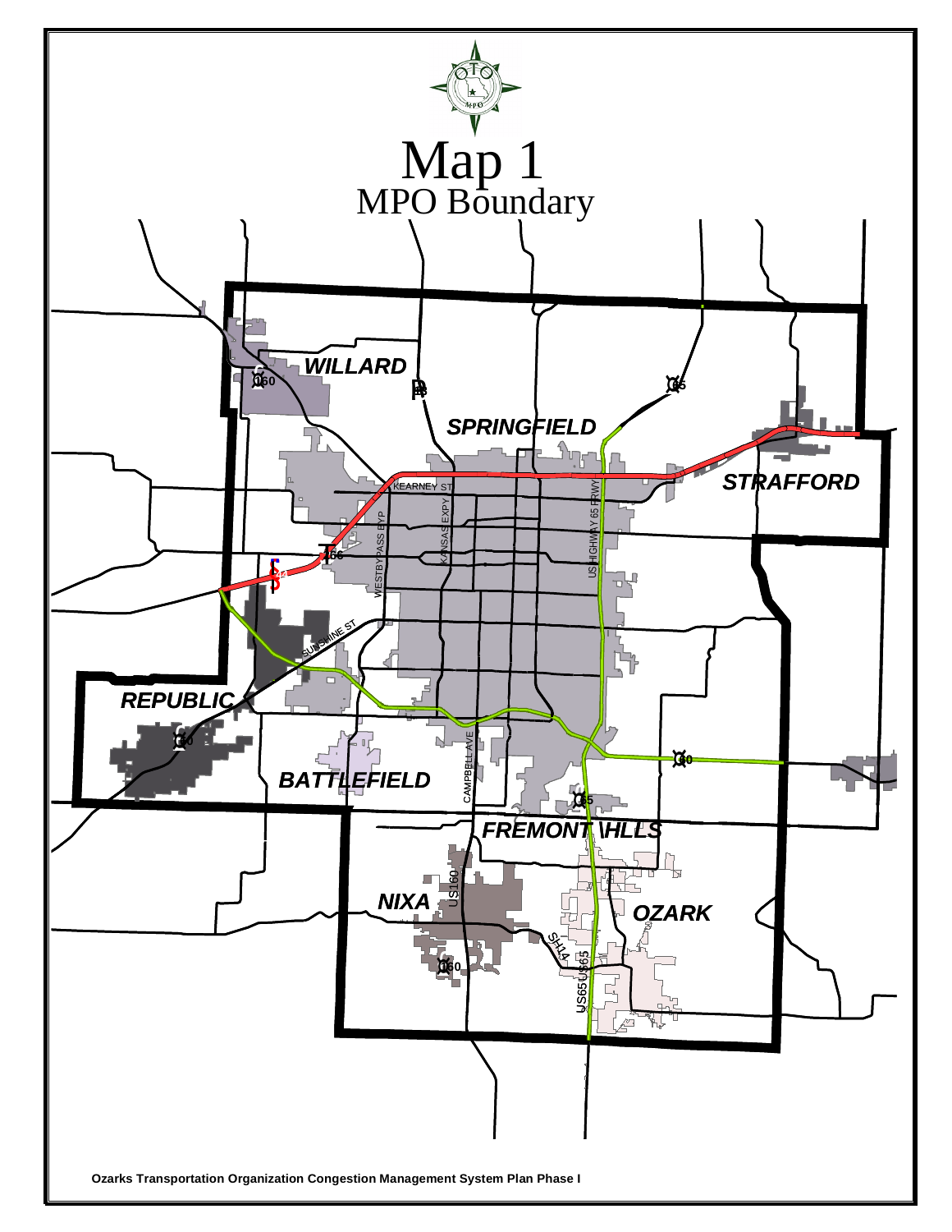# Map 1

## MPO Boundary

WILLARD

SPRINGFIELD

STRAFFORD

REPUBLIC

BATTLEFIELD

FREMONT HILLS

NIXA

OZARK

KEARNEY ST

KANSAS EXPY

WEST BYPASS BYP

US HIGHWAY 65 FRWY

SUNSHINE ST

CAMPBELL AVE

US160

SH14

US65

US65

Ozarks Transportation Organization Congestion Management System Plan Phase I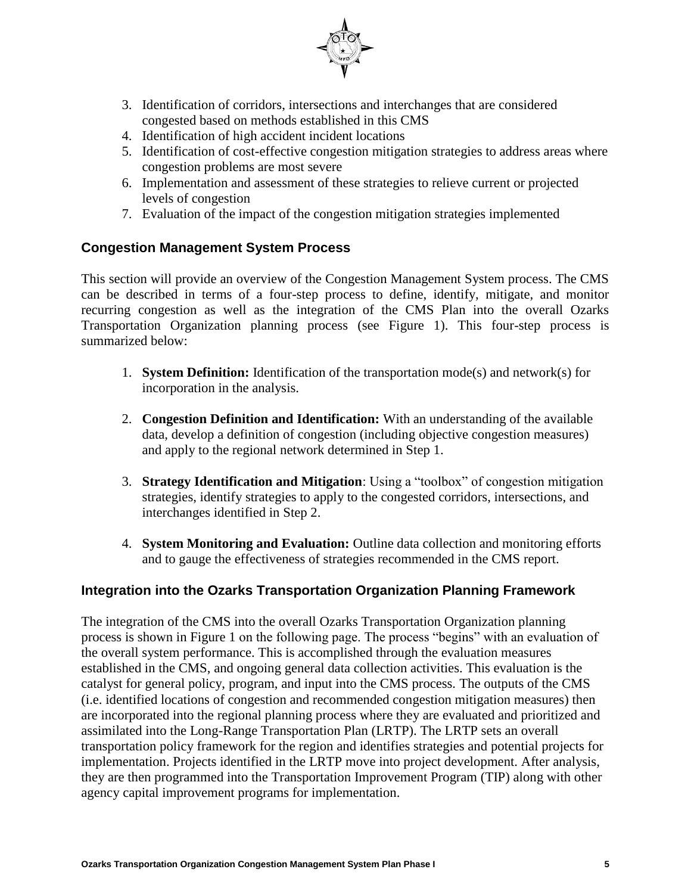3. Identification of corridors, intersections and interchanges that are considered congested based on methods established in this CMS
4. Identification of high accident incident locations
5. Identification of cost-effective congestion mitigation strategies to address areas where congestion problems are most severe
6. Implementation and assessment of these strategies to relieve current or projected levels of congestion
7. Evaluation of the impact of the congestion mitigation strategies implemented

## Congestion Management System Process

This section will provide an overview of the Congestion Management System process. The CMS can be described in terms of a four-step process to define, identify, mitigate, and monitor recurring congestion as well as the integration of the CMS Plan into the overall Ozarks Transportation Organization planning process (see Figure 1). This four-step process is summarized below:

1. **System Definition:** Identification of the transportation mode(s) and network(s) for incorporation in the analysis.

2. **Congestion Definition and Identification:** With an understanding of the available data, develop a definition of congestion (including objective congestion measures) and apply to the regional network determined in Step 1.

3. **Strategy Identification and Mitigation**: Using a "toolbox" of congestion mitigation strategies, identify strategies to apply to the congested corridors, intersections, and interchanges identified in Step 2.

4. **System Monitoring and Evaluation:** Outline data collection and monitoring efforts and to gauge the effectiveness of strategies recommended in the CMS report.

## Integration into the Ozarks Transportation Organization Planning Framework

The integration of the CMS into the overall Ozarks Transportation Organization planning process is shown in Figure 1 on the following page. The process "begins" with an evaluation of the overall system performance. This is accomplished through the evaluation measures established in the CMS, and ongoing general data collection activities. This evaluation is the catalyst for general policy, program, and input into the CMS process. The outputs of the CMS (i.e. identified locations of congestion and recommended congestion mitigation measures) then are incorporated into the regional planning process where they are evaluated and prioritized and assimilated into the Long-Range Transportation Plan (LRTP). The LRTP sets an overall transportation policy framework for the region and identifies strategies and potential projects for implementation. Projects identified in the LRTP move into project development. After analysis, they are then programmed into the Transportation Improvement Program (TIP) along with other agency capital improvement programs for implementation.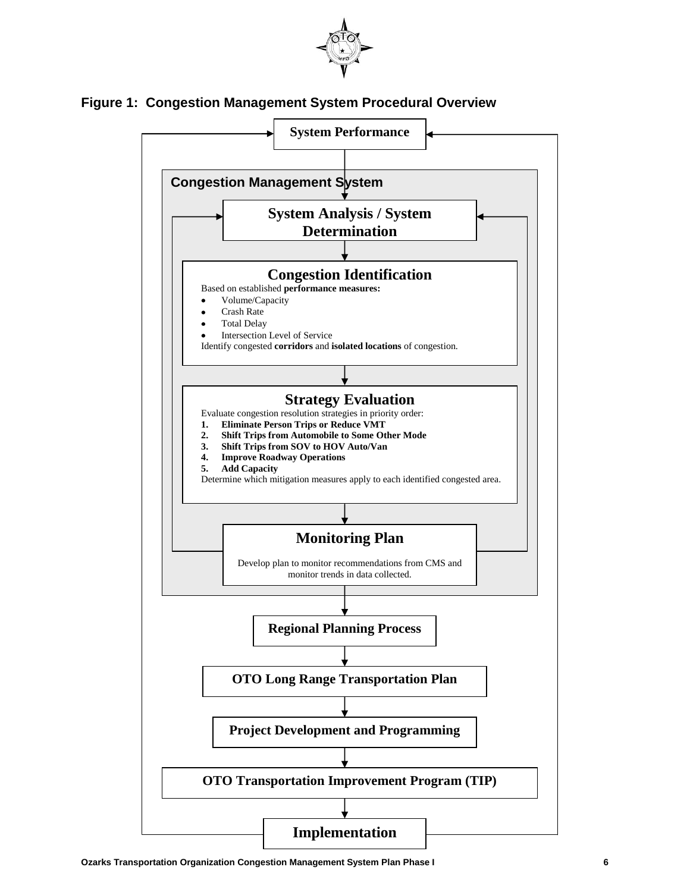## Figure 1: Congestion Management System Procedural Overview

**System Performance**

**Congestion Management System**

**System Analysis / System Determination**

**Congestion Identification**

Based on established **performance measures:**

- Volume/Capacity
- Crash Rate
- Total Delay
- Intersection Level of Service

Identify congested **corridors** and **isolated locations** of congestion.

**Strategy Evaluation**

Evaluate congestion resolution strategies in priority order:

1. **Eliminate Person Trips or Reduce VMT**
2. **Shift Trips from Automobile to Some Other Mode**
3. **Shift Trips from SOV to HOV Auto/Van**
4. **Improve Roadway Operations**
5. **Add Capacity**

Determine which mitigation measures apply to each identified congested area.

**Monitoring Plan**

Develop plan to monitor recommendations from CMS and monitor trends in data collected.

**Regional Planning Process**

**OTO Long Range Transportation Plan**

**Project Development and Programming**

**OTO Transportation Improvement Program (TIP)**

**Implementation**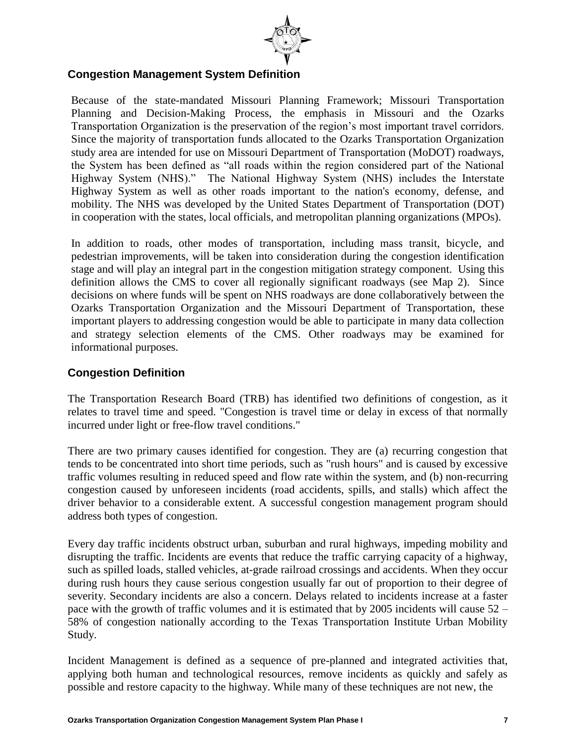## Congestion Management System Definition

Because of the state-mandated Missouri Planning Framework; Missouri Transportation Planning and Decision-Making Process, the emphasis in Missouri and the Ozarks Transportation Organization is the preservation of the region's most important travel corridors. Since the majority of transportation funds allocated to the Ozarks Transportation Organization study area are intended for use on Missouri Department of Transportation (MoDOT) roadways, the System has been defined as "all roads within the region considered part of the National Highway System (NHS)." The National Highway System (NHS) includes the Interstate Highway System as well as other roads important to the nation's economy, defense, and mobility. The NHS was developed by the United States Department of Transportation (DOT) in cooperation with the states, local officials, and metropolitan planning organizations (MPOs).

In addition to roads, other modes of transportation, including mass transit, bicycle, and pedestrian improvements, will be taken into consideration during the congestion identification stage and will play an integral part in the congestion mitigation strategy component. Using this definition allows the CMS to cover all regionally significant roadways (see Map 2). Since decisions on where funds will be spent on NHS roadways are done collaboratively between the Ozarks Transportation Organization and the Missouri Department of Transportation, these important players to addressing congestion would be able to participate in many data collection and strategy selection elements of the CMS. Other roadways may be examined for informational purposes.

## Congestion Definition

The Transportation Research Board (TRB) has identified two definitions of congestion, as it relates to travel time and speed. "Congestion is travel time or delay in excess of that normally incurred under light or free-flow travel conditions."

There are two primary causes identified for congestion. They are (a) recurring congestion that tends to be concentrated into short time periods, such as "rush hours" and is caused by excessive traffic volumes resulting in reduced speed and flow rate within the system, and (b) non-recurring congestion caused by unforeseen incidents (road accidents, spills, and stalls) which affect the driver behavior to a considerable extent. A successful congestion management program should address both types of congestion.

Every day traffic incidents obstruct urban, suburban and rural highways, impeding mobility and disrupting the traffic. Incidents are events that reduce the traffic carrying capacity of a highway, such as spilled loads, stalled vehicles, at-grade railroad crossings and accidents. When they occur during rush hours they cause serious congestion usually far out of proportion to their degree of severity. Secondary incidents are also a concern. Delays related to incidents increase at a faster pace with the growth of traffic volumes and it is estimated that by 2005 incidents will cause 52 – 58% of congestion nationally according to the Texas Transportation Institute Urban Mobility Study.

Incident Management is defined as a sequence of pre-planned and integrated activities that, applying both human and technological resources, remove incidents as quickly and safely as possible and restore capacity to the highway. While many of these techniques are not new, the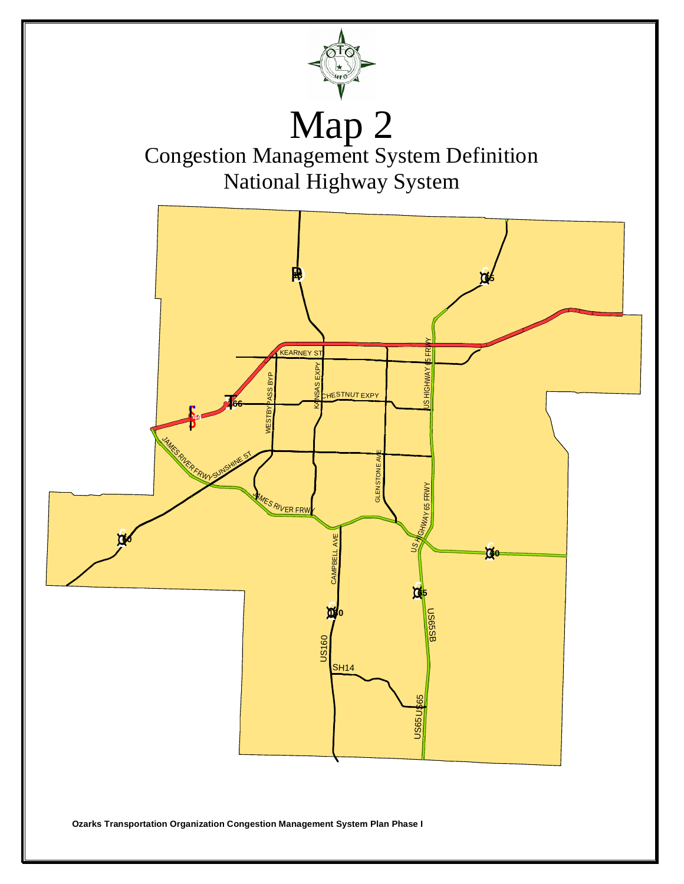# Map 2

## Congestion Management System Definition

## National Highway System

KEARNEY ST

CHESTNUT EXPY

KANSAS EXPY

WESTBYPASS BYP

US HIGHWAY 65 FRWY

JAMES RIVER FRWY

SUNSHINE ST

GLENSTONE AVE

CAMPBELL AVE

US160

SH14

US65SB

US65

**Ozarks Transportation Organization Congestion Management System Plan Phase I**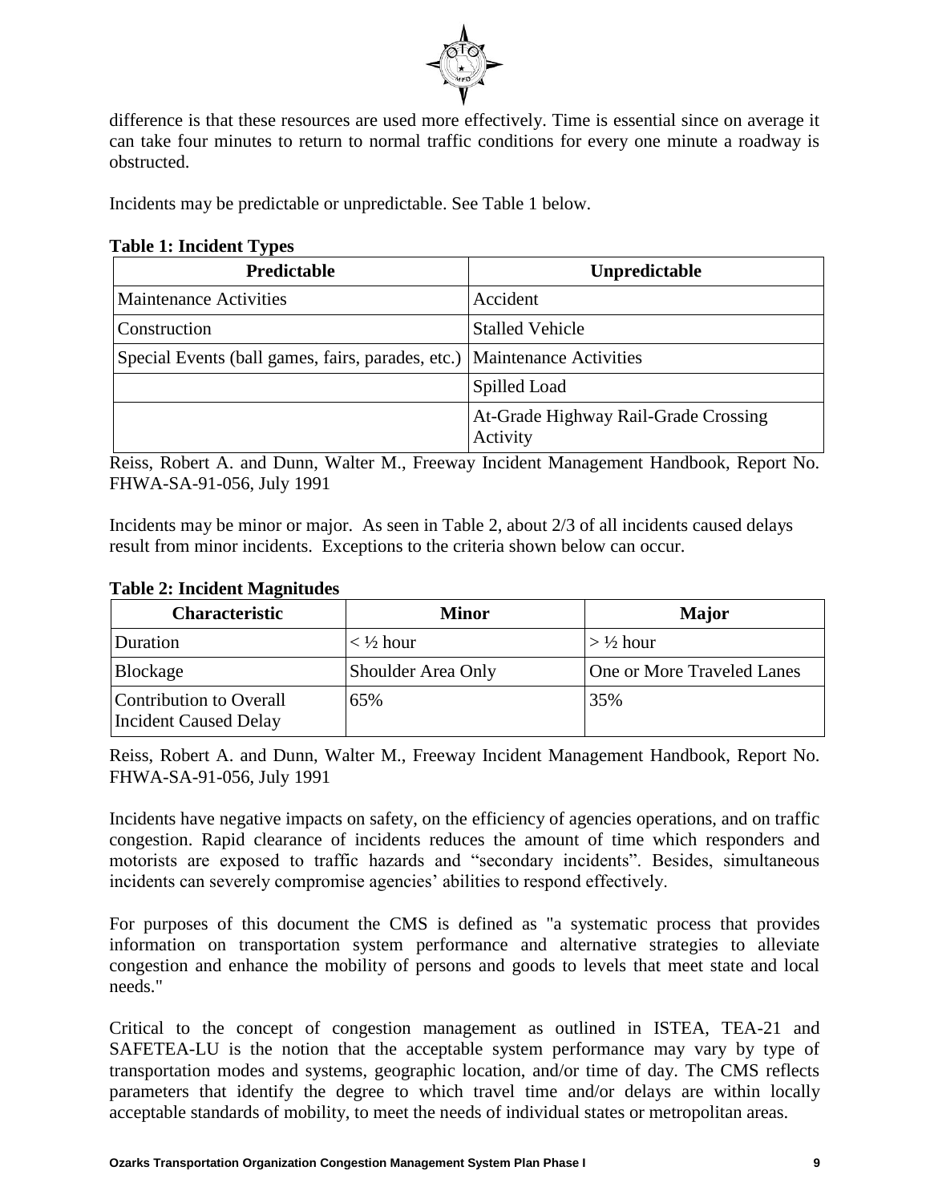difference is that these resources are used more effectively. Time is essential since on average it can take four minutes to return to normal traffic conditions for every one minute a roadway is obstructed.

Incidents may be predictable or unpredictable. See Table 1 below.

**Table 1: Incident Types**

| Predictable | Unpredictable |
|---|---|
| Maintenance Activities | Accident |
| Construction | Stalled Vehicle |
| Special Events (ball games, fairs, parades, etc.) | Maintenance Activities |
| | Spilled Load |
| | At-Grade Highway Rail-Grade Crossing Activity |

Reiss, Robert A. and Dunn, Walter M., Freeway Incident Management Handbook, Report No. FHWA-SA-91-056, July 1991

Incidents may be minor or major. As seen in Table 2, about 2/3 of all incidents caused delays result from minor incidents. Exceptions to the criteria shown below can occur.

**Table 2: Incident Magnitudes**

| Characteristic | Minor | Major |
|---|---|---|
| Duration | < ½ hour | > ½ hour |
| Blockage | Shoulder Area Only | One or More Traveled Lanes |
| Contribution to Overall Incident Caused Delay | 65% | 35% |

Reiss, Robert A. and Dunn, Walter M., Freeway Incident Management Handbook, Report No. FHWA-SA-91-056, July 1991

Incidents have negative impacts on safety, on the efficiency of agencies operations, and on traffic congestion. Rapid clearance of incidents reduces the amount of time which responders and motorists are exposed to traffic hazards and "secondary incidents". Besides, simultaneous incidents can severely compromise agencies' abilities to respond effectively.

For purposes of this document the CMS is defined as "a systematic process that provides information on transportation system performance and alternative strategies to alleviate congestion and enhance the mobility of persons and goods to levels that meet state and local needs."

Critical to the concept of congestion management as outlined in ISTEA, TEA-21 and SAFETEA-LU is the notion that the acceptable system performance may vary by type of transportation modes and systems, geographic location, and/or time of day. The CMS reflects parameters that identify the degree to which travel time and/or delays are within locally acceptable standards of mobility, to meet the needs of individual states or metropolitan areas.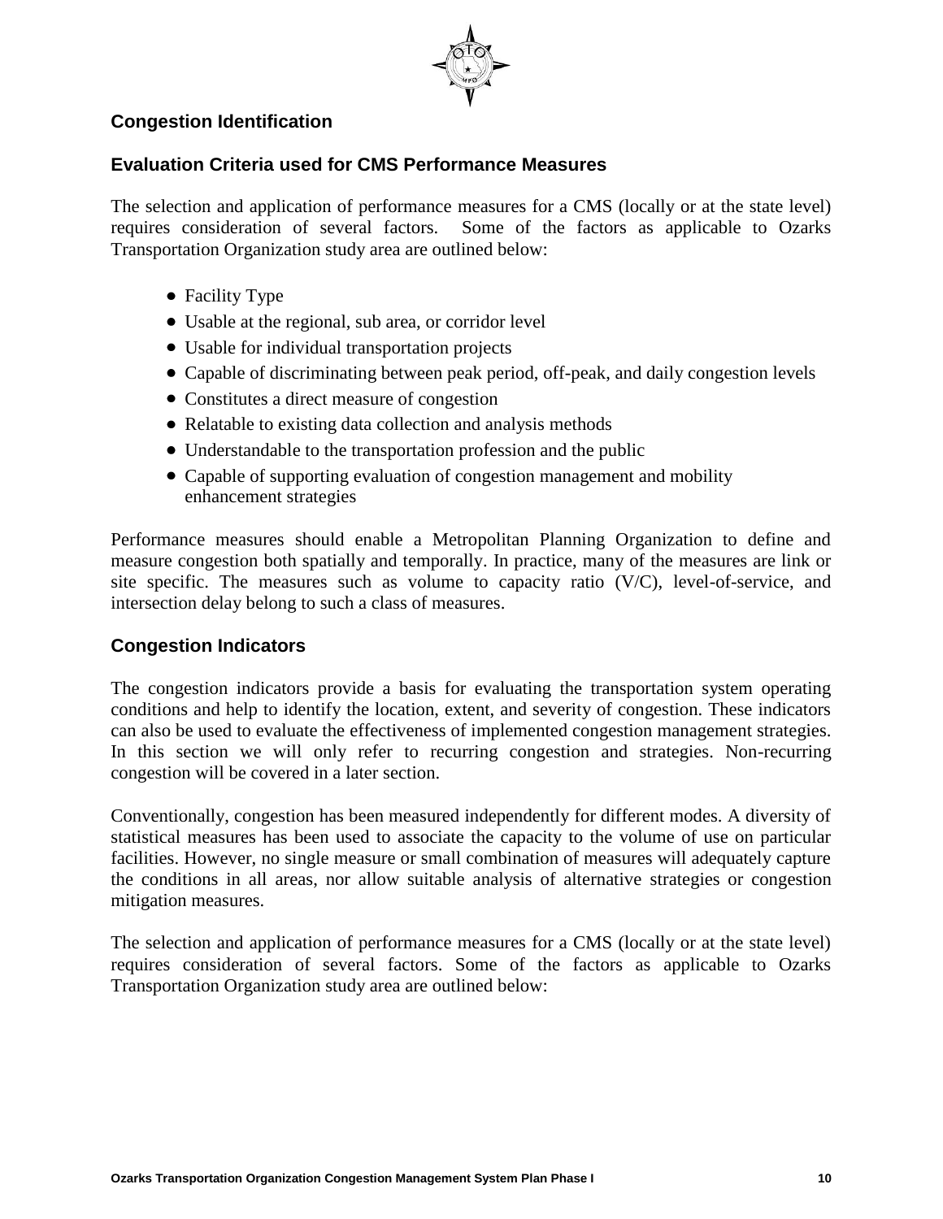## Congestion Identification

### Evaluation Criteria used for CMS Performance Measures

The selection and application of performance measures for a CMS (locally or at the state level) requires consideration of several factors. Some of the factors as applicable to Ozarks Transportation Organization study area are outlined below:

- Facility Type
- Usable at the regional, sub area, or corridor level
- Usable for individual transportation projects
- Capable of discriminating between peak period, off-peak, and daily congestion levels
- Constitutes a direct measure of congestion
- Relatable to existing data collection and analysis methods
- Understandable to the transportation profession and the public
- Capable of supporting evaluation of congestion management and mobility enhancement strategies

Performance measures should enable a Metropolitan Planning Organization to define and measure congestion both spatially and temporally. In practice, many of the measures are link or site specific. The measures such as volume to capacity ratio (V/C), level-of-service, and intersection delay belong to such a class of measures.

### Congestion Indicators

The congestion indicators provide a basis for evaluating the transportation system operating conditions and help to identify the location, extent, and severity of congestion. These indicators can also be used to evaluate the effectiveness of implemented congestion management strategies. In this section we will only refer to recurring congestion and strategies. Non-recurring congestion will be covered in a later section.

Conventionally, congestion has been measured independently for different modes. A diversity of statistical measures has been used to associate the capacity to the volume of use on particular facilities. However, no single measure or small combination of measures will adequately capture the conditions in all areas, nor allow suitable analysis of alternative strategies or congestion mitigation measures.

The selection and application of performance measures for a CMS (locally or at the state level) requires consideration of several factors. Some of the factors as applicable to Ozarks Transportation Organization study area are outlined below: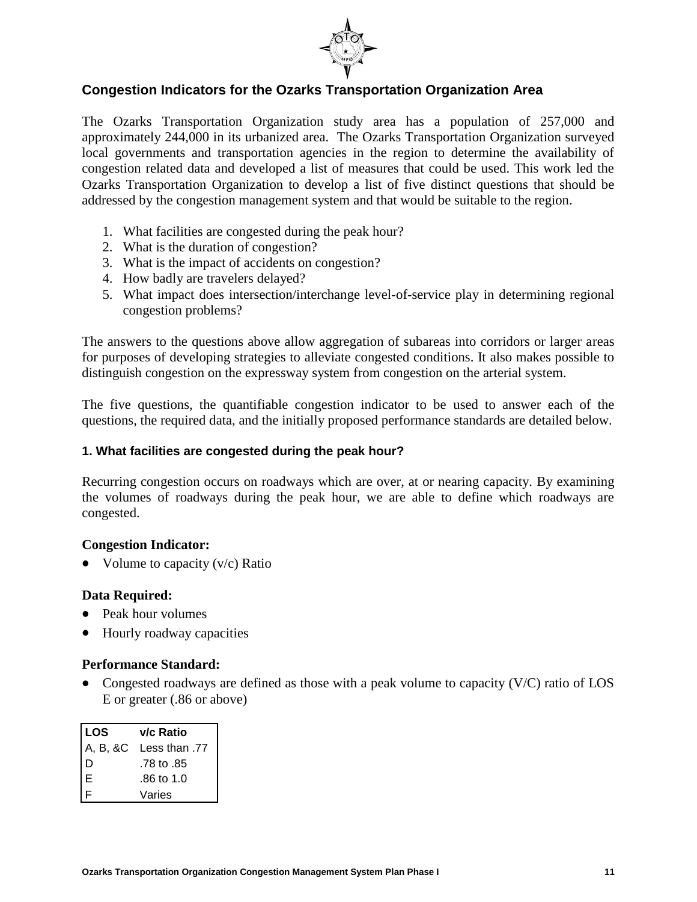## Congestion Indicators for the Ozarks Transportation Organization Area

The Ozarks Transportation Organization study area has a population of 257,000 and approximately 244,000 in its urbanized area. The Ozarks Transportation Organization surveyed local governments and transportation agencies in the region to determine the availability of congestion related data and developed a list of measures that could be used. This work led the Ozarks Transportation Organization to develop a list of five distinct questions that should be addressed by the congestion management system and that would be suitable to the region.

1. What facilities are congested during the peak hour?
2. What is the duration of congestion?
3. What is the impact of accidents on congestion?
4. How badly are travelers delayed?
5. What impact does intersection/interchange level-of-service play in determining regional congestion problems?

The answers to the questions above allow aggregation of subareas into corridors or larger areas for purposes of developing strategies to alleviate congested conditions. It also makes possible to distinguish congestion on the expressway system from congestion on the arterial system.

The five questions, the quantifiable congestion indicator to be used to answer each of the questions, the required data, and the initially proposed performance standards are detailed below.

### 1. What facilities are congested during the peak hour?

Recurring congestion occurs on roadways which are over, at or nearing capacity. By examining the volumes of roadways during the peak hour, we are able to define which roadways are congested.

**Congestion Indicator:**

- Volume to capacity (v/c) Ratio

**Data Required:**

- Peak hour volumes
- Hourly roadway capacities

**Performance Standard:**

- Congested roadways are defined as those with a peak volume to capacity (V/C) ratio of LOS E or greater (.86 or above)

| LOS | v/c Ratio |
|---|---|
| A, B, &C | Less than .77 |
| D | .78 to .85 |
| E | .86 to 1.0 |
| F | Varies |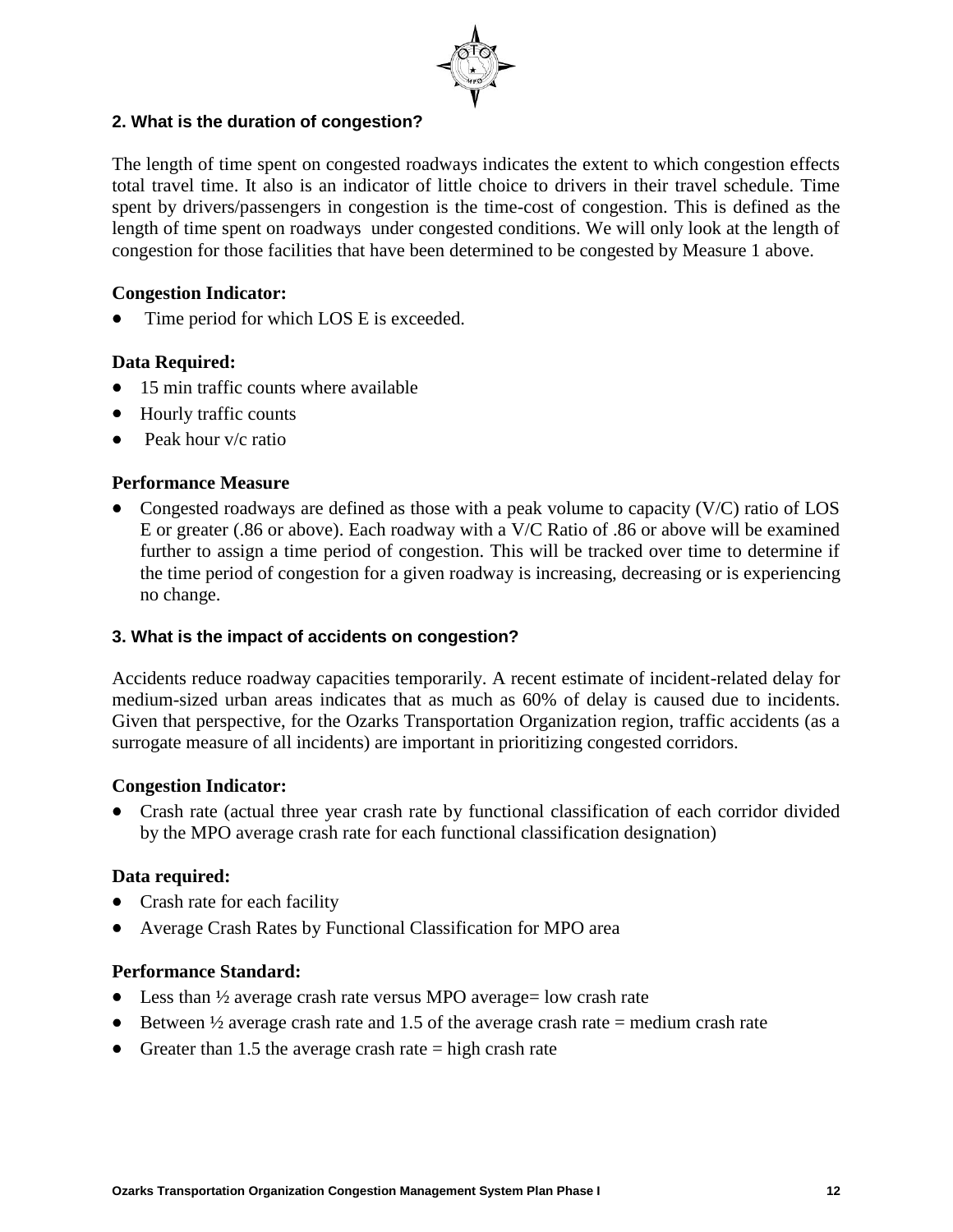## 2. What is the duration of congestion?

The length of time spent on congested roadways indicates the extent to which congestion effects total travel time. It also is an indicator of little choice to drivers in their travel schedule. Time spent by drivers/passengers in congestion is the time-cost of congestion. This is defined as the length of time spent on roadways under congested conditions. We will only look at the length of congestion for those facilities that have been determined to be congested by Measure 1 above.

**Congestion Indicator:**

- Time period for which LOS E is exceeded.

**Data Required:**

- 15 min traffic counts where available
- Hourly traffic counts
- Peak hour v/c ratio

**Performance Measure**

- Congested roadways are defined as those with a peak volume to capacity (V/C) ratio of LOS E or greater (.86 or above). Each roadway with a V/C Ratio of .86 or above will be examined further to assign a time period of congestion. This will be tracked over time to determine if the time period of congestion for a given roadway is increasing, decreasing or is experiencing no change.

## 3. What is the impact of accidents on congestion?

Accidents reduce roadway capacities temporarily. A recent estimate of incident-related delay for medium-sized urban areas indicates that as much as 60% of delay is caused due to incidents. Given that perspective, for the Ozarks Transportation Organization region, traffic accidents (as a surrogate measure of all incidents) are important in prioritizing congested corridors.

**Congestion Indicator:**

- Crash rate (actual three year crash rate by functional classification of each corridor divided by the MPO average crash rate for each functional classification designation)

**Data required:**

- Crash rate for each facility
- Average Crash Rates by Functional Classification for MPO area

**Performance Standard:**

- Less than ½ average crash rate versus MPO average= low crash rate
- Between ½ average crash rate and 1.5 of the average crash rate = medium crash rate
- Greater than 1.5 the average crash rate = high crash rate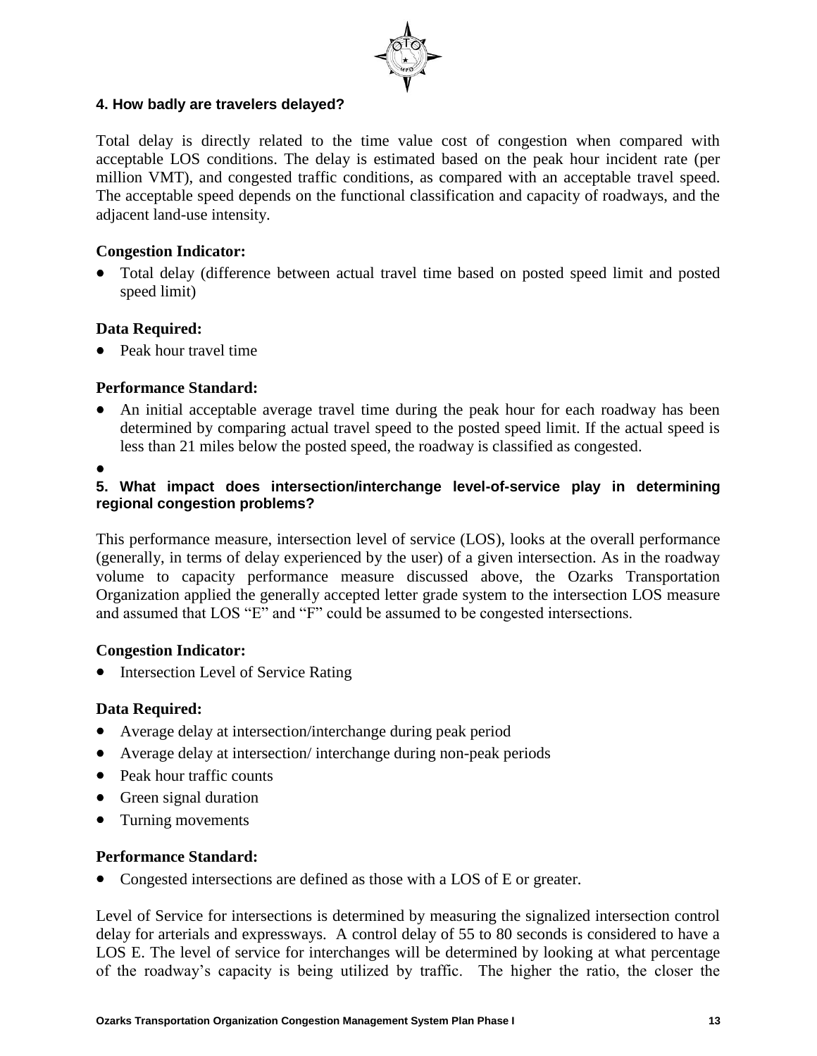### 4. How badly are travelers delayed?

Total delay is directly related to the time value cost of congestion when compared with acceptable LOS conditions. The delay is estimated based on the peak hour incident rate (per million VMT), and congested traffic conditions, as compared with an acceptable travel speed. The acceptable speed depends on the functional classification and capacity of roadways, and the adjacent land-use intensity.

**Congestion Indicator:**

- Total delay (difference between actual travel time based on posted speed limit and posted speed limit)

**Data Required:**

- Peak hour travel time

**Performance Standard:**

- An initial acceptable average travel time during the peak hour for each roadway has been determined by comparing actual travel speed to the posted speed limit. If the actual speed is less than 21 miles below the posted speed, the roadway is classified as congested.
- 

### 5. What impact does intersection/interchange level-of-service play in determining regional congestion problems?

This performance measure, intersection level of service (LOS), looks at the overall performance (generally, in terms of delay experienced by the user) of a given intersection. As in the roadway volume to capacity performance measure discussed above, the Ozarks Transportation Organization applied the generally accepted letter grade system to the intersection LOS measure and assumed that LOS "E" and "F" could be assumed to be congested intersections.

**Congestion Indicator:**

- Intersection Level of Service Rating

**Data Required:**

- Average delay at intersection/interchange during peak period
- Average delay at intersection/ interchange during non-peak periods
- Peak hour traffic counts
- Green signal duration
- Turning movements

**Performance Standard:**

- Congested intersections are defined as those with a LOS of E or greater.

Level of Service for intersections is determined by measuring the signalized intersection control delay for arterials and expressways. A control delay of 55 to 80 seconds is considered to have a LOS E. The level of service for interchanges will be determined by looking at what percentage of the roadway's capacity is being utilized by traffic. The higher the ratio, the closer the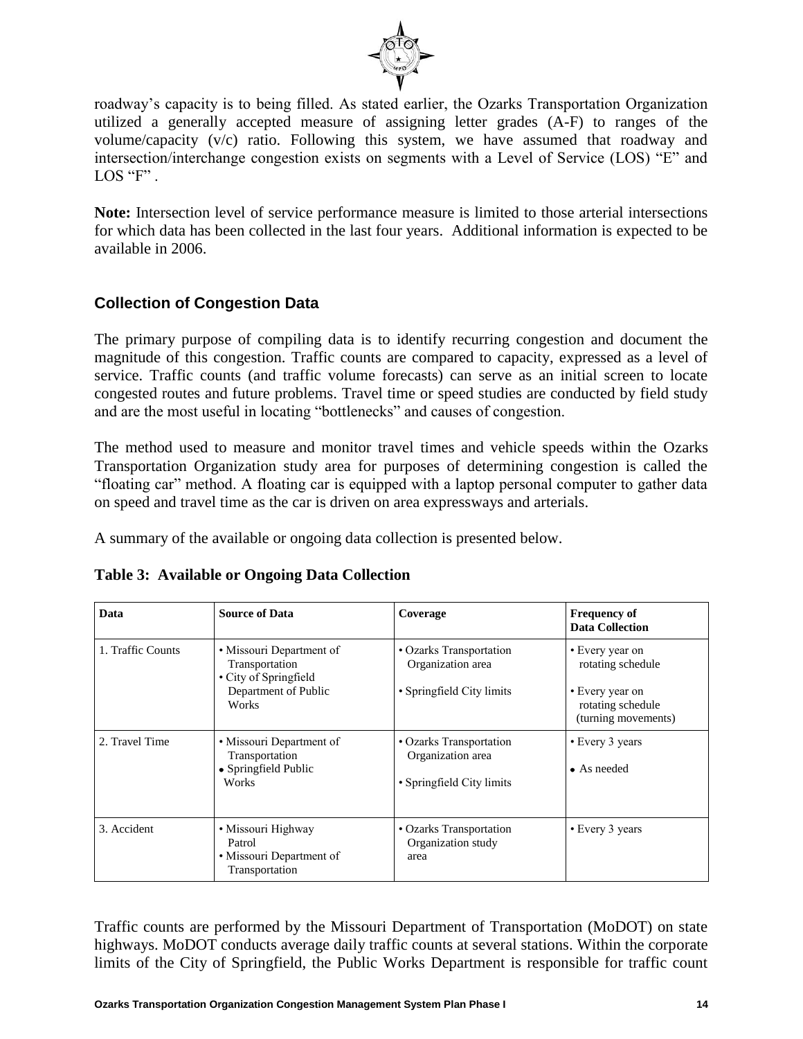roadway's capacity is to being filled. As stated earlier, the Ozarks Transportation Organization utilized a generally accepted measure of assigning letter grades (A-F) to ranges of the volume/capacity (v/c) ratio. Following this system, we have assumed that roadway and intersection/interchange congestion exists on segments with a Level of Service (LOS) "E" and LOS "F" .

**Note:** Intersection level of service performance measure is limited to those arterial intersections for which data has been collected in the last four years. Additional information is expected to be available in 2006.

### Collection of Congestion Data

The primary purpose of compiling data is to identify recurring congestion and document the magnitude of this congestion. Traffic counts are compared to capacity, expressed as a level of service. Traffic counts (and traffic volume forecasts) can serve as an initial screen to locate congested routes and future problems. Travel time or speed studies are conducted by field study and are the most useful in locating "bottlenecks" and causes of congestion.

The method used to measure and monitor travel times and vehicle speeds within the Ozarks Transportation Organization study area for purposes of determining congestion is called the "floating car" method. A floating car is equipped with a laptop personal computer to gather data on speed and travel time as the car is driven on area expressways and arterials.

A summary of the available or ongoing data collection is presented below.

**Table 3: Available or Ongoing Data Collection**

| Data | Source of Data | Coverage | Frequency of Data Collection |
|---|---|---|---|
| 1. Traffic Counts | • Missouri Department of Transportation<br>• City of Springfield Department of Public Works | • Ozarks Transportation Organization area<br>• Springfield City limits | • Every year on rotating schedule<br>• Every year on rotating schedule (turning movements) |
| 2. Travel Time | • Missouri Department of Transportation<br>• Springfield Public Works | • Ozarks Transportation Organization area<br>• Springfield City limits | • Every 3 years<br>• As needed |
| 3. Accident | • Missouri Highway Patrol<br>• Missouri Department of Transportation | • Ozarks Transportation Organization study area | • Every 3 years |

Traffic counts are performed by the Missouri Department of Transportation (MoDOT) on state highways. MoDOT conducts average daily traffic counts at several stations. Within the corporate limits of the City of Springfield, the Public Works Department is responsible for traffic count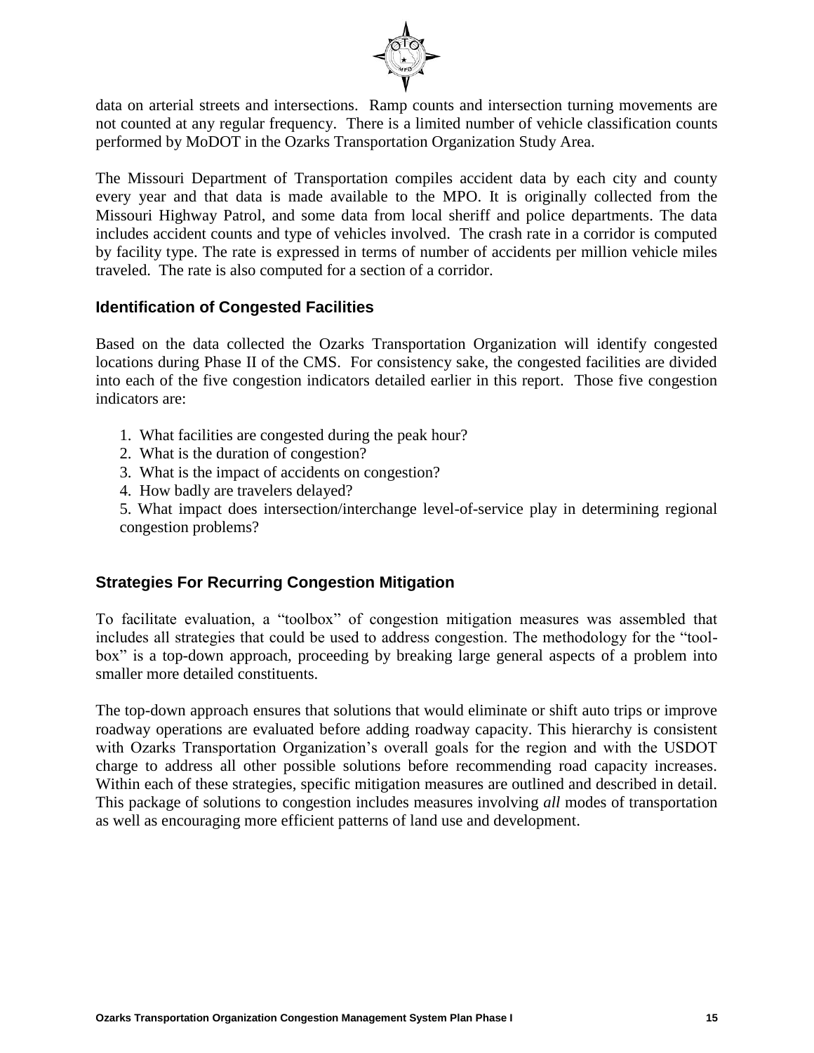data on arterial streets and intersections. Ramp counts and intersection turning movements are not counted at any regular frequency. There is a limited number of vehicle classification counts performed by MoDOT in the Ozarks Transportation Organization Study Area.

The Missouri Department of Transportation compiles accident data by each city and county every year and that data is made available to the MPO. It is originally collected from the Missouri Highway Patrol, and some data from local sheriff and police departments. The data includes accident counts and type of vehicles involved. The crash rate in a corridor is computed by facility type. The rate is expressed in terms of number of accidents per million vehicle miles traveled. The rate is also computed for a section of a corridor.

## Identification of Congested Facilities

Based on the data collected the Ozarks Transportation Organization will identify congested locations during Phase II of the CMS. For consistency sake, the congested facilities are divided into each of the five congestion indicators detailed earlier in this report. Those five congestion indicators are:

1. What facilities are congested during the peak hour?
2. What is the duration of congestion?
3. What is the impact of accidents on congestion?
4. How badly are travelers delayed?
5. What impact does intersection/interchange level-of-service play in determining regional congestion problems?

## Strategies For Recurring Congestion Mitigation

To facilitate evaluation, a "toolbox" of congestion mitigation measures was assembled that includes all strategies that could be used to address congestion. The methodology for the "tool-box" is a top-down approach, proceeding by breaking large general aspects of a problem into smaller more detailed constituents.

The top-down approach ensures that solutions that would eliminate or shift auto trips or improve roadway operations are evaluated before adding roadway capacity. This hierarchy is consistent with Ozarks Transportation Organization's overall goals for the region and with the USDOT charge to address all other possible solutions before recommending road capacity increases. Within each of these strategies, specific mitigation measures are outlined and described in detail. This package of solutions to congestion includes measures involving *all* modes of transportation as well as encouraging more efficient patterns of land use and development.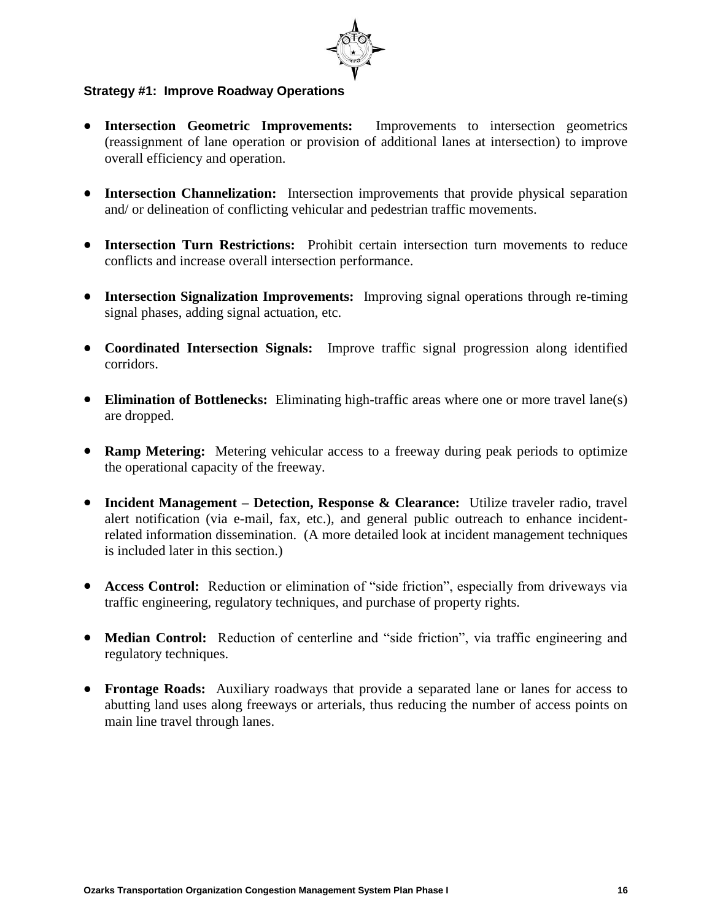### Strategy #1: Improve Roadway Operations

- **Intersection Geometric Improvements:** Improvements to intersection geometrics (reassignment of lane operation or provision of additional lanes at intersection) to improve overall efficiency and operation.

- **Intersection Channelization:** Intersection improvements that provide physical separation and/ or delineation of conflicting vehicular and pedestrian traffic movements.

- **Intersection Turn Restrictions:** Prohibit certain intersection turn movements to reduce conflicts and increase overall intersection performance.

- **Intersection Signalization Improvements:** Improving signal operations through re-timing signal phases, adding signal actuation, etc.

- **Coordinated Intersection Signals:** Improve traffic signal progression along identified corridors.

- **Elimination of Bottlenecks:** Eliminating high-traffic areas where one or more travel lane(s) are dropped.

- **Ramp Metering:** Metering vehicular access to a freeway during peak periods to optimize the operational capacity of the freeway.

- **Incident Management – Detection, Response & Clearance:** Utilize traveler radio, travel alert notification (via e-mail, fax, etc.), and general public outreach to enhance incident-related information dissemination. (A more detailed look at incident management techniques is included later in this section.)

- **Access Control:** Reduction or elimination of "side friction", especially from driveways via traffic engineering, regulatory techniques, and purchase of property rights.

- **Median Control:** Reduction of centerline and "side friction", via traffic engineering and regulatory techniques.

- **Frontage Roads:** Auxiliary roadways that provide a separated lane or lanes for access to abutting land uses along freeways or arterials, thus reducing the number of access points on main line travel through lanes.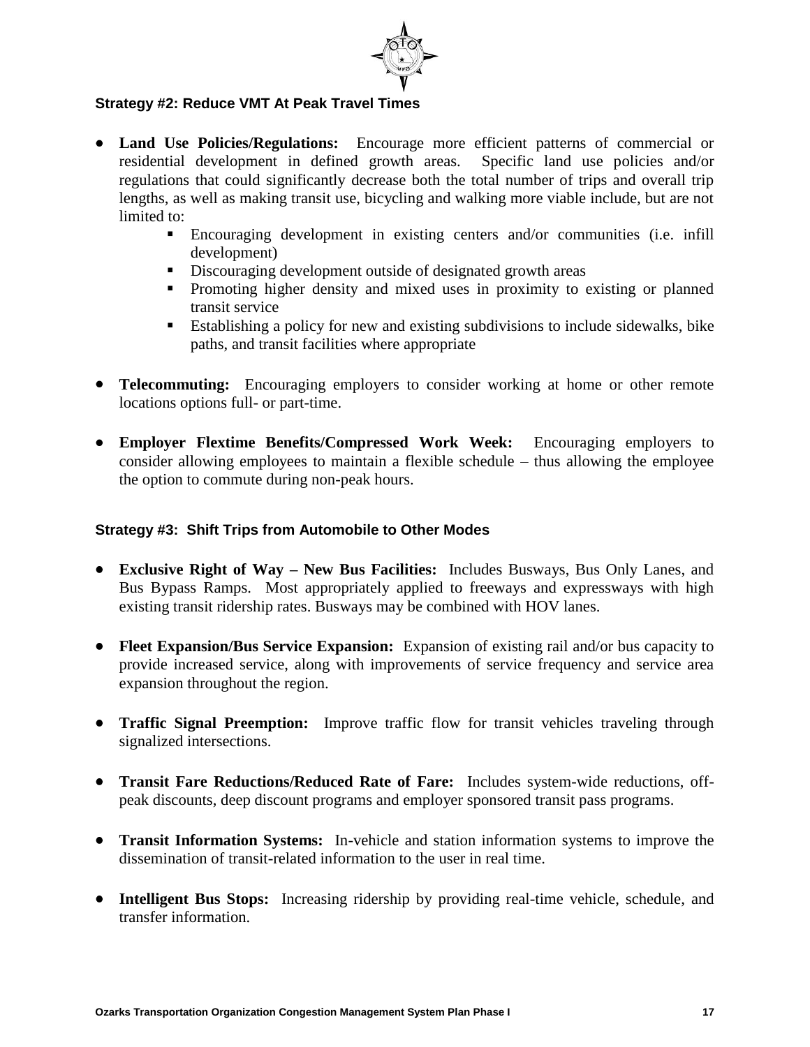### Strategy #2: Reduce VMT At Peak Travel Times

- **Land Use Policies/Regulations:** Encourage more efficient patterns of commercial or residential development in defined growth areas. Specific land use policies and/or regulations that could significantly decrease both the total number of trips and overall trip lengths, as well as making transit use, bicycling and walking more viable include, but are not limited to:
    - Encouraging development in existing centers and/or communities (i.e. infill development)
    - Discouraging development outside of designated growth areas
    - Promoting higher density and mixed uses in proximity to existing or planned transit service
    - Establishing a policy for new and existing subdivisions to include sidewalks, bike paths, and transit facilities where appropriate

- **Telecommuting:** Encouraging employers to consider working at home or other remote locations options full- or part-time.

- **Employer Flextime Benefits/Compressed Work Week:** Encouraging employers to consider allowing employees to maintain a flexible schedule – thus allowing the employee the option to commute during non-peak hours.

### Strategy #3: Shift Trips from Automobile to Other Modes

- **Exclusive Right of Way – New Bus Facilities:** Includes Busways, Bus Only Lanes, and Bus Bypass Ramps. Most appropriately applied to freeways and expressways with high existing transit ridership rates. Busways may be combined with HOV lanes.

- **Fleet Expansion/Bus Service Expansion:** Expansion of existing rail and/or bus capacity to provide increased service, along with improvements of service frequency and service area expansion throughout the region.

- **Traffic Signal Preemption:** Improve traffic flow for transit vehicles traveling through signalized intersections.

- **Transit Fare Reductions/Reduced Rate of Fare:** Includes system-wide reductions, off-peak discounts, deep discount programs and employer sponsored transit pass programs.

- **Transit Information Systems:** In-vehicle and station information systems to improve the dissemination of transit-related information to the user in real time.

- **Intelligent Bus Stops:** Increasing ridership by providing real-time vehicle, schedule, and transfer information.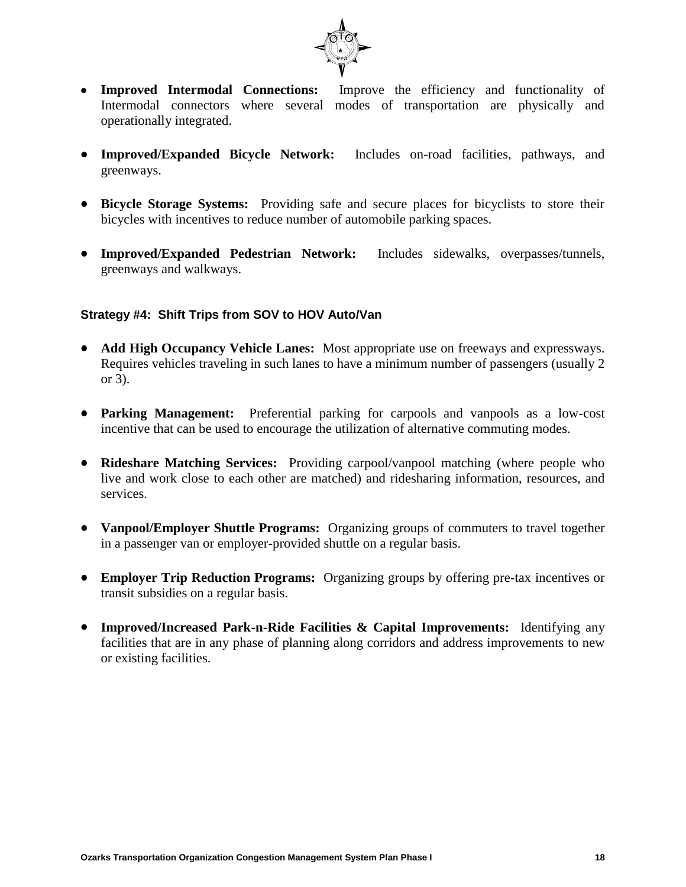- **Improved Intermodal Connections:** Improve the efficiency and functionality of Intermodal connectors where several modes of transportation are physically and operationally integrated.

- **Improved/Expanded Bicycle Network:** Includes on-road facilities, pathways, and greenways.

- **Bicycle Storage Systems:** Providing safe and secure places for bicyclists to store their bicycles with incentives to reduce number of automobile parking spaces.

- **Improved/Expanded Pedestrian Network:** Includes sidewalks, overpasses/tunnels, greenways and walkways.

#### Strategy #4: Shift Trips from SOV to HOV Auto/Van

- **Add High Occupancy Vehicle Lanes:** Most appropriate use on freeways and expressways. Requires vehicles traveling in such lanes to have a minimum number of passengers (usually 2 or 3).

- **Parking Management:** Preferential parking for carpools and vanpools as a low-cost incentive that can be used to encourage the utilization of alternative commuting modes.

- **Rideshare Matching Services:** Providing carpool/vanpool matching (where people who live and work close to each other are matched) and ridesharing information, resources, and services.

- **Vanpool/Employer Shuttle Programs:** Organizing groups of commuters to travel together in a passenger van or employer-provided shuttle on a regular basis.

- **Employer Trip Reduction Programs:** Organizing groups by offering pre-tax incentives or transit subsidies on a regular basis.

- **Improved/Increased Park-n-Ride Facilities & Capital Improvements:** Identifying any facilities that are in any phase of planning along corridors and address improvements to new or existing facilities.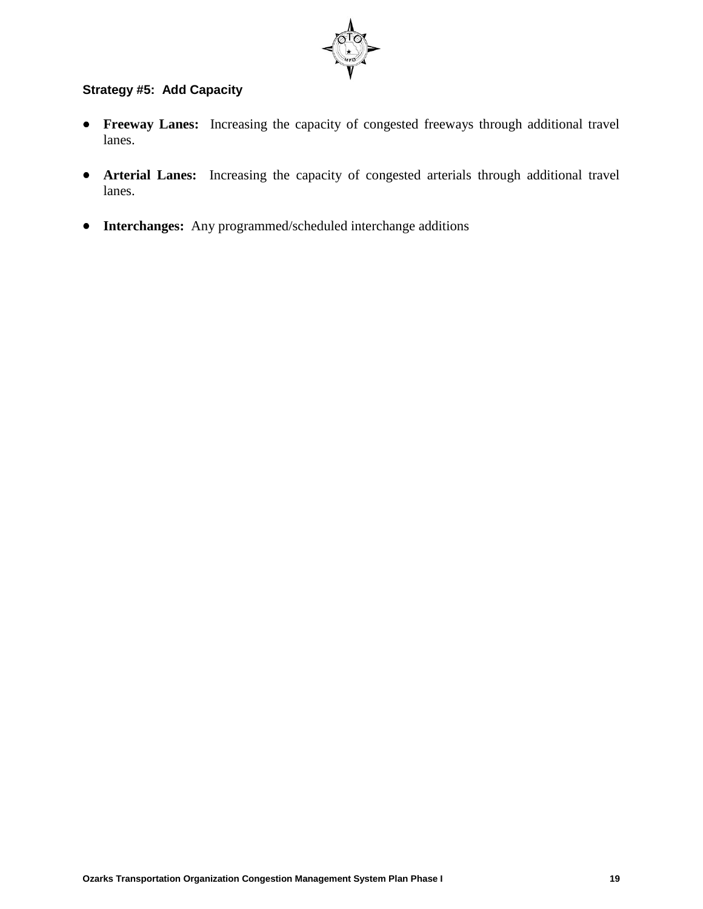### Strategy #5: Add Capacity

- **Freeway Lanes:** Increasing the capacity of congested freeways through additional travel lanes.

- **Arterial Lanes:** Increasing the capacity of congested arterials through additional travel lanes.

- **Interchanges:** Any programmed/scheduled interchange additions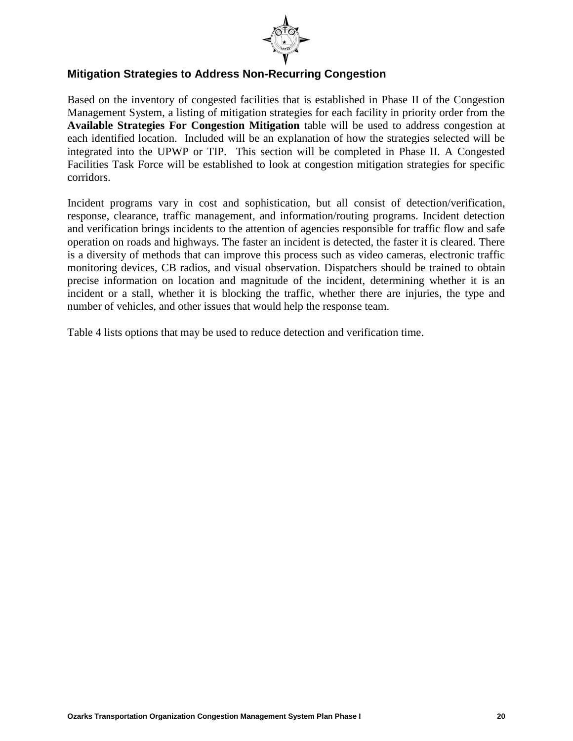## Mitigation Strategies to Address Non-Recurring Congestion

Based on the inventory of congested facilities that is established in Phase II of the Congestion Management System, a listing of mitigation strategies for each facility in priority order from the **Available Strategies For Congestion Mitigation** table will be used to address congestion at each identified location. Included will be an explanation of how the strategies selected will be integrated into the UPWP or TIP. This section will be completed in Phase II. A Congested Facilities Task Force will be established to look at congestion mitigation strategies for specific corridors.

Incident programs vary in cost and sophistication, but all consist of detection/verification, response, clearance, traffic management, and information/routing programs. Incident detection and verification brings incidents to the attention of agencies responsible for traffic flow and safe operation on roads and highways. The faster an incident is detected, the faster it is cleared. There is a diversity of methods that can improve this process such as video cameras, electronic traffic monitoring devices, CB radios, and visual observation. Dispatchers should be trained to obtain precise information on location and magnitude of the incident, determining whether it is an incident or a stall, whether it is blocking the traffic, whether there are injuries, the type and number of vehicles, and other issues that would help the response team.

Table 4 lists options that may be used to reduce detection and verification time.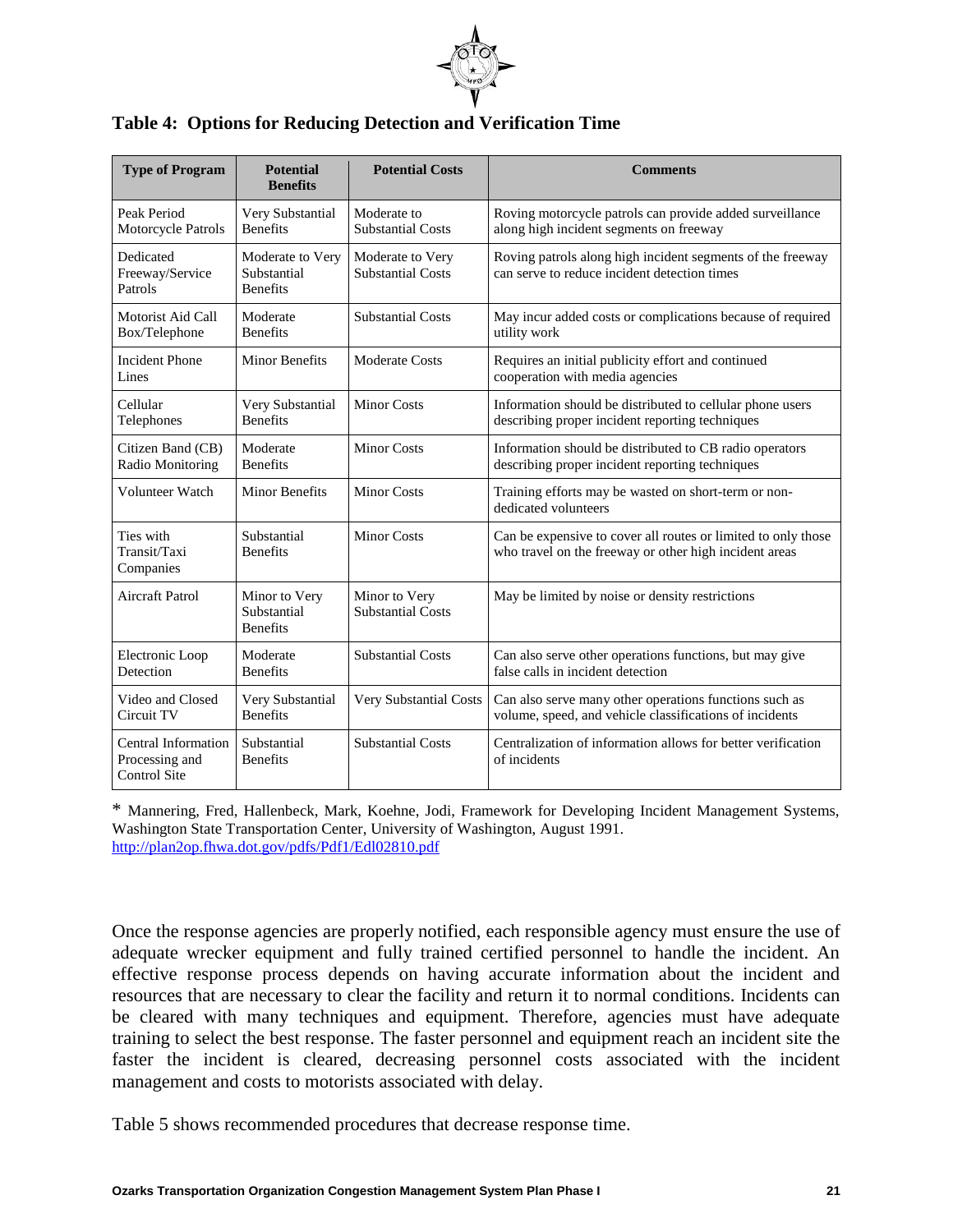## Table 4: Options for Reducing Detection and Verification Time

| Type of Program | Potential Benefits | Potential Costs | Comments |
|---|---|---|---|
| Peak Period Motorcycle Patrols | Very Substantial Benefits | Moderate to Substantial Costs | Roving motorcycle patrols can provide added surveillance along high incident segments on freeway |
| Dedicated Freeway/Service Patrols | Moderate to Very Substantial Benefits | Moderate to Very Substantial Costs | Roving patrols along high incident segments of the freeway can serve to reduce incident detection times |
| Motorist Aid Call Box/Telephone | Moderate Benefits | Substantial Costs | May incur added costs or complications because of required utility work |
| Incident Phone Lines | Minor Benefits | Moderate Costs | Requires an initial publicity effort and continued cooperation with media agencies |
| Cellular Telephones | Very Substantial Benefits | Minor Costs | Information should be distributed to cellular phone users describing proper incident reporting techniques |
| Citizen Band (CB) Radio Monitoring | Moderate Benefits | Minor Costs | Information should be distributed to CB radio operators describing proper incident reporting techniques |
| Volunteer Watch | Minor Benefits | Minor Costs | Training efforts may be wasted on short-term or non-dedicated volunteers |
| Ties with Transit/Taxi Companies | Substantial Benefits | Minor Costs | Can be expensive to cover all routes or limited to only those who travel on the freeway or other high incident areas |
| Aircraft Patrol | Minor to Very Substantial Benefits | Minor to Very Substantial Costs | May be limited by noise or density restrictions |
| Electronic Loop Detection | Moderate Benefits | Substantial Costs | Can also serve other operations functions, but may give false calls in incident detection |
| Video and Closed Circuit TV | Very Substantial Benefits | Very Substantial Costs | Can also serve many other operations functions such as volume, speed, and vehicle classifications of incidents |
| Central Information Processing and Control Site | Substantial Benefits | Substantial Costs | Centralization of information allows for better verification of incidents |

\* Mannering, Fred, Hallenbeck, Mark, Koehne, Jodi, Framework for Developing Incident Management Systems, Washington State Transportation Center, University of Washington, August 1991. http://plan2op.fhwa.dot.gov/pdfs/Pdf1/Edl02810.pdf

Once the response agencies are properly notified, each responsible agency must ensure the use of adequate wrecker equipment and fully trained certified personnel to handle the incident. An effective response process depends on having accurate information about the incident and resources that are necessary to clear the facility and return it to normal conditions. Incidents can be cleared with many techniques and equipment. Therefore, agencies must have adequate training to select the best response. The faster personnel and equipment reach an incident site the faster the incident is cleared, decreasing personnel costs associated with the incident management and costs to motorists associated with delay.

Table 5 shows recommended procedures that decrease response time.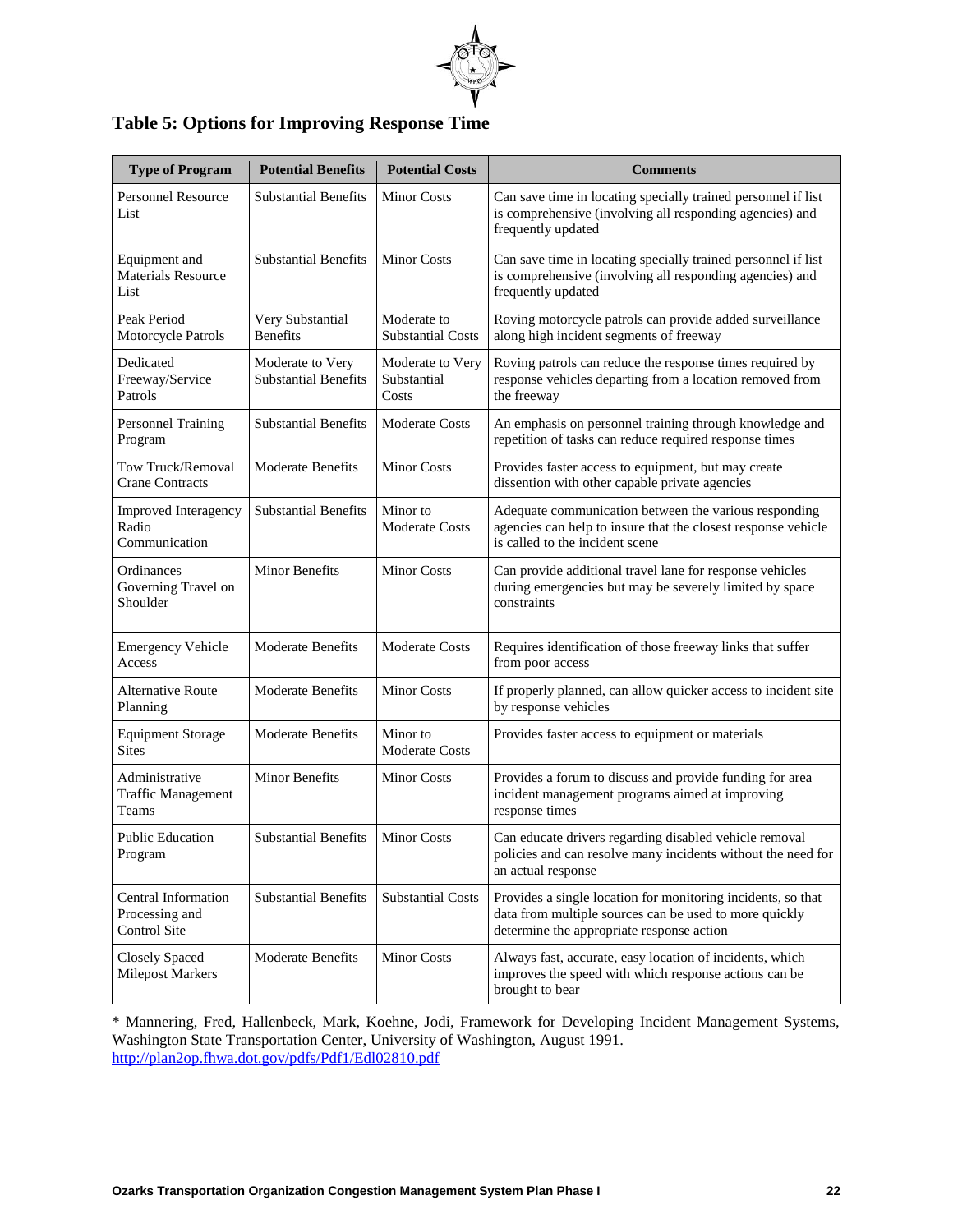## Table 5: Options for Improving Response Time

| Type of Program | Potential Benefits | Potential Costs | Comments |
|---|---|---|---|
| Personnel Resource List | Substantial Benefits | Minor Costs | Can save time in locating specially trained personnel if list is comprehensive (involving all responding agencies) and frequently updated |
| Equipment and Materials Resource List | Substantial Benefits | Minor Costs | Can save time in locating specially trained personnel if list is comprehensive (involving all responding agencies) and frequently updated |
| Peak Period Motorcycle Patrols | Very Substantial Benefits | Moderate to Substantial Costs | Roving motorcycle patrols can provide added surveillance along high incident segments of freeway |
| Dedicated Freeway/Service Patrols | Moderate to Very Substantial Benefits | Moderate to Very Substantial Costs | Roving patrols can reduce the response times required by response vehicles departing from a location removed from the freeway |
| Personnel Training Program | Substantial Benefits | Moderate Costs | An emphasis on personnel training through knowledge and repetition of tasks can reduce required response times |
| Tow Truck/Removal Crane Contracts | Moderate Benefits | Minor Costs | Provides faster access to equipment, but may create dissention with other capable private agencies |
| Improved Interagency Radio Communication | Substantial Benefits | Minor to Moderate Costs | Adequate communication between the various responding agencies can help to insure that the closest response vehicle is called to the incident scene |
| Ordinances Governing Travel on Shoulder | Minor Benefits | Minor Costs | Can provide additional travel lane for response vehicles during emergencies but may be severely limited by space constraints |
| Emergency Vehicle Access | Moderate Benefits | Moderate Costs | Requires identification of those freeway links that suffer from poor access |
| Alternative Route Planning | Moderate Benefits | Minor Costs | If properly planned, can allow quicker access to incident site by response vehicles |
| Equipment Storage Sites | Moderate Benefits | Minor to Moderate Costs | Provides faster access to equipment or materials |
| Administrative Traffic Management Teams | Minor Benefits | Minor Costs | Provides a forum to discuss and provide funding for area incident management programs aimed at improving response times |
| Public Education Program | Substantial Benefits | Minor Costs | Can educate drivers regarding disabled vehicle removal policies and can resolve many incidents without the need for an actual response |
| Central Information Processing and Control Site | Substantial Benefits | Substantial Costs | Provides a single location for monitoring incidents, so that data from multiple sources can be used to more quickly determine the appropriate response action |
| Closely Spaced Milepost Markers | Moderate Benefits | Minor Costs | Always fast, accurate, easy location of incidents, which improves the speed with which response actions can be brought to bear |

* Mannering, Fred, Hallenbeck, Mark, Koehne, Jodi, Framework for Developing Incident Management Systems, Washington State Transportation Center, University of Washington, August 1991. http://plan2op.fhwa.dot.gov/pdfs/Pdf1/Edl02810.pdf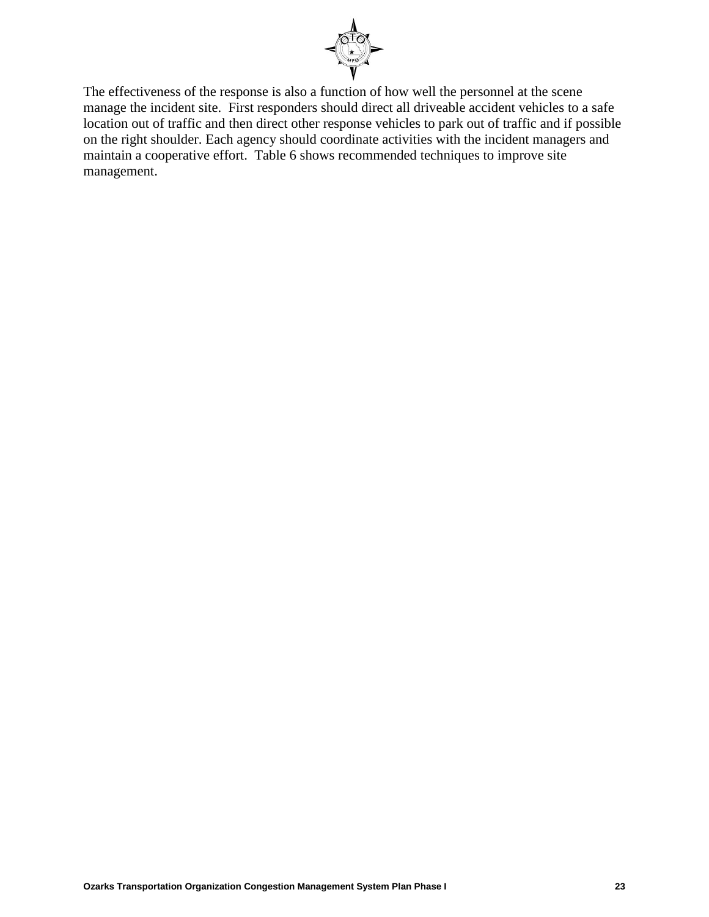The effectiveness of the response is also a function of how well the personnel at the scene manage the incident site. First responders should direct all driveable accident vehicles to a safe location out of traffic and then direct other response vehicles to park out of traffic and if possible on the right shoulder. Each agency should coordinate activities with the incident managers and maintain a cooperative effort. Table 6 shows recommended techniques to improve site management.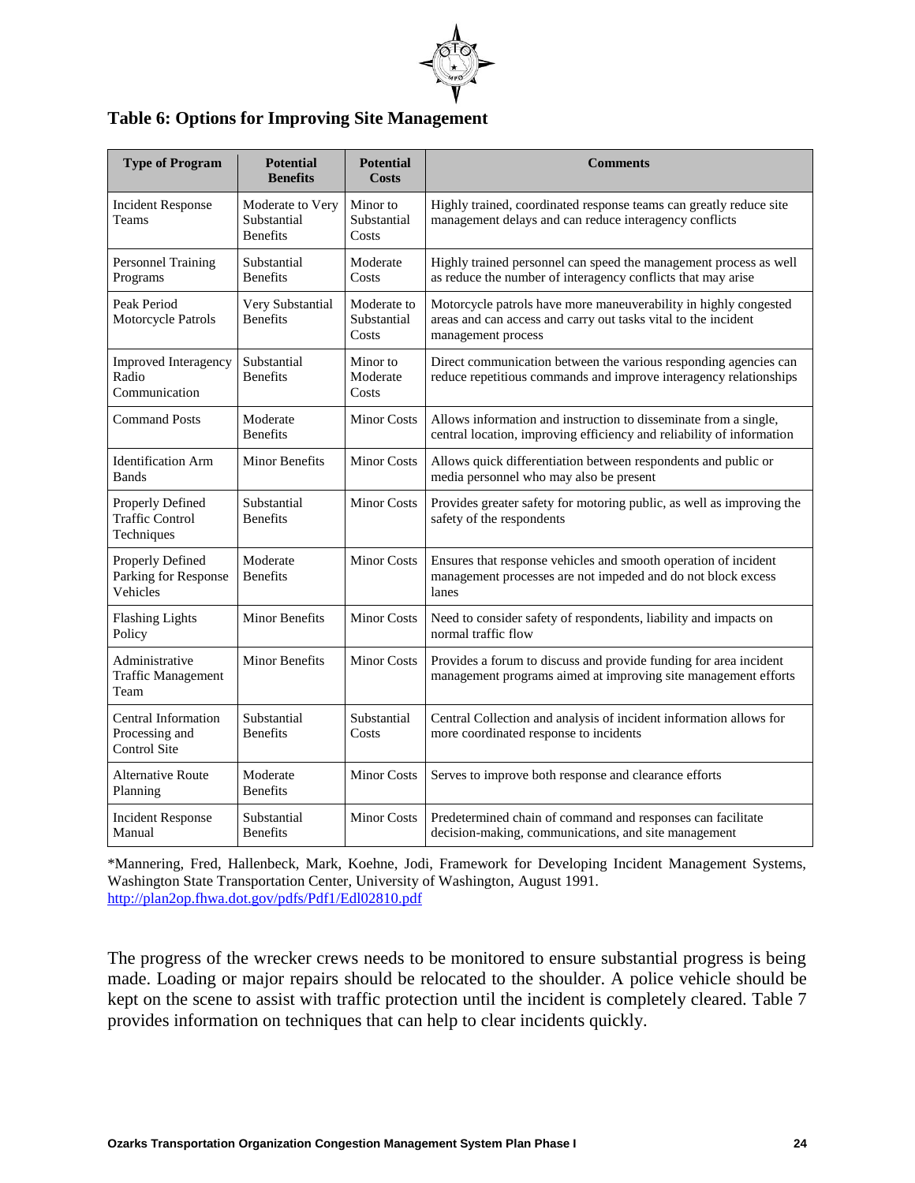### Table 6: Options for Improving Site Management

| Type of Program | Potential Benefits | Potential Costs | Comments |
|---|---|---|---|
| Incident Response Teams | Moderate to Very Substantial Benefits | Minor to Substantial Costs | Highly trained, coordinated response teams can greatly reduce site management delays and can reduce interagency conflicts |
| Personnel Training Programs | Substantial Benefits | Moderate Costs | Highly trained personnel can speed the management process as well as reduce the number of interagency conflicts that may arise |
| Peak Period Motorcycle Patrols | Very Substantial Benefits | Moderate to Substantial Costs | Motorcycle patrols have more maneuverability in highly congested areas and can access and carry out tasks vital to the incident management process |
| Improved Interagency Radio Communication | Substantial Benefits | Minor to Moderate Costs | Direct communication between the various responding agencies can reduce repetitious commands and improve interagency relationships |
| Command Posts | Moderate Benefits | Minor Costs | Allows information and instruction to disseminate from a single, central location, improving efficiency and reliability of information |
| Identification Arm Bands | Minor Benefits | Minor Costs | Allows quick differentiation between respondents and public or media personnel who may also be present |
| Properly Defined Traffic Control Techniques | Substantial Benefits | Minor Costs | Provides greater safety for motoring public, as well as improving the safety of the respondents |
| Properly Defined Parking for Response Vehicles | Moderate Benefits | Minor Costs | Ensures that response vehicles and smooth operation of incident management processes are not impeded and do not block excess lanes |
| Flashing Lights Policy | Minor Benefits | Minor Costs | Need to consider safety of respondents, liability and impacts on normal traffic flow |
| Administrative Traffic Management Team | Minor Benefits | Minor Costs | Provides a forum to discuss and provide funding for area incident management programs aimed at improving site management efforts |
| Central Information Processing and Control Site | Substantial Benefits | Substantial Costs | Central Collection and analysis of incident information allows for more coordinated response to incidents |
| Alternative Route Planning | Moderate Benefits | Minor Costs | Serves to improve both response and clearance efforts |
| Incident Response Manual | Substantial Benefits | Minor Costs | Predetermined chain of command and responses can facilitate decision-making, communications, and site management |

*Mannering, Fred, Hallenbeck, Mark, Koehne, Jodi, Framework for Developing Incident Management Systems, Washington State Transportation Center, University of Washington, August 1991. http://plan2op.fhwa.dot.gov/pdfs/Pdf1/Edl02810.pdf

The progress of the wrecker crews needs to be monitored to ensure substantial progress is being made. Loading or major repairs should be relocated to the shoulder. A police vehicle should be kept on the scene to assist with traffic protection until the incident is completely cleared. Table 7 provides information on techniques that can help to clear incidents quickly.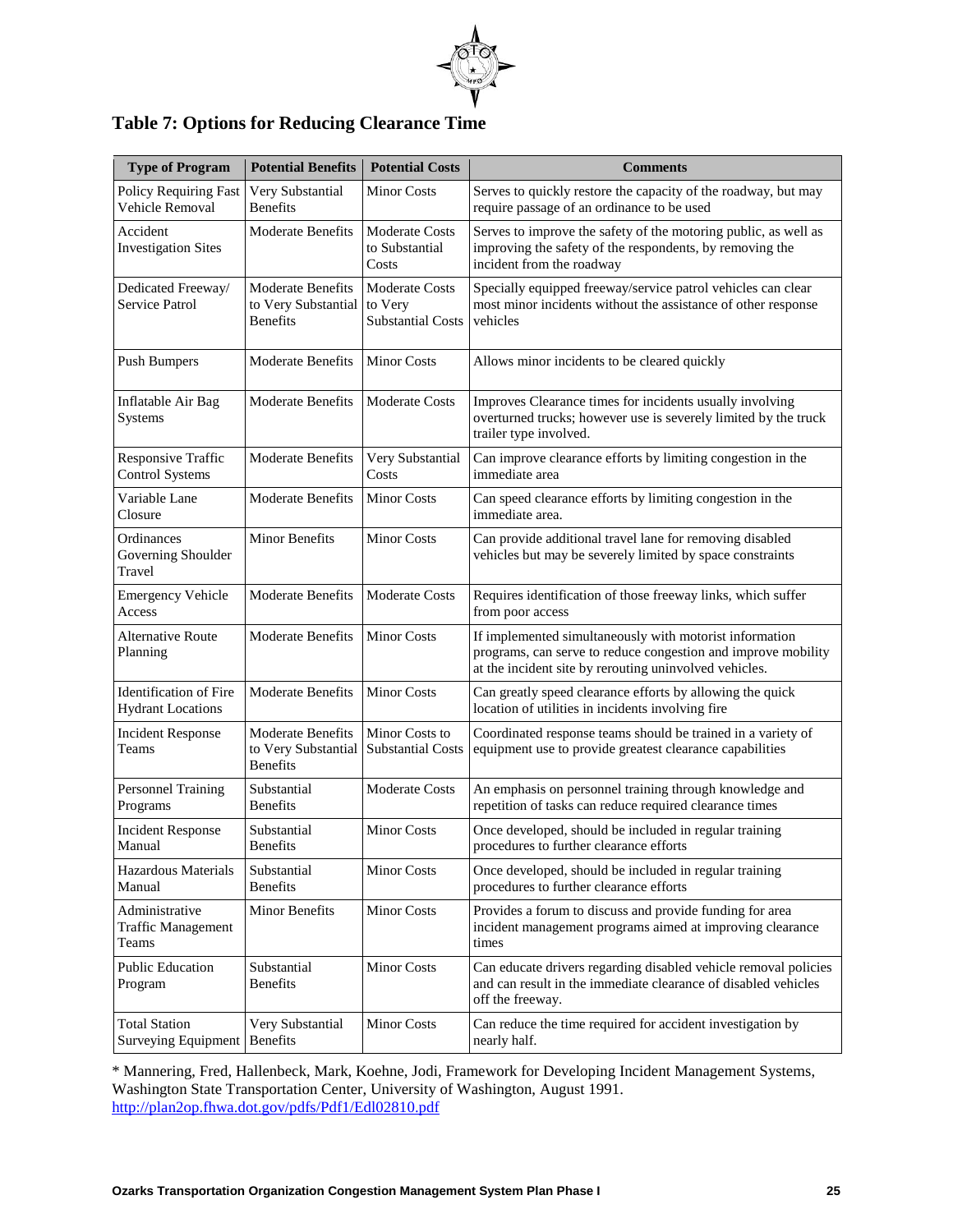## Table 7: Options for Reducing Clearance Time

| Type of Program | Potential Benefits | Potential Costs | Comments |
|---|---|---|---|
| Policy Requiring Fast Vehicle Removal | Very Substantial Benefits | Minor Costs | Serves to quickly restore the capacity of the roadway, but may require passage of an ordinance to be used |
| Accident Investigation Sites | Moderate Benefits | Moderate Costs to Substantial Costs | Serves to improve the safety of the motoring public, as well as improving the safety of the respondents, by removing the incident from the roadway |
| Dedicated Freeway/ Service Patrol | Moderate Benefits to Very Substantial Benefits | Moderate Costs to Very Substantial Costs | Specially equipped freeway/service patrol vehicles can clear most minor incidents without the assistance of other response vehicles |
| Push Bumpers | Moderate Benefits | Minor Costs | Allows minor incidents to be cleared quickly |
| Inflatable Air Bag Systems | Moderate Benefits | Moderate Costs | Improves Clearance times for incidents usually involving overturned trucks; however use is severely limited by the truck trailer type involved. |
| Responsive Traffic Control Systems | Moderate Benefits | Very Substantial Costs | Can improve clearance efforts by limiting congestion in the immediate area |
| Variable Lane Closure | Moderate Benefits | Minor Costs | Can speed clearance efforts by limiting congestion in the immediate area. |
| Ordinances Governing Shoulder Travel | Minor Benefits | Minor Costs | Can provide additional travel lane for removing disabled vehicles but may be severely limited by space constraints |
| Emergency Vehicle Access | Moderate Benefits | Moderate Costs | Requires identification of those freeway links, which suffer from poor access |
| Alternative Route Planning | Moderate Benefits | Minor Costs | If implemented simultaneously with motorist information programs, can serve to reduce congestion and improve mobility at the incident site by rerouting uninvolved vehicles. |
| Identification of Fire Hydrant Locations | Moderate Benefits | Minor Costs | Can greatly speed clearance efforts by allowing the quick location of utilities in incidents involving fire |
| Incident Response Teams | Moderate Benefits to Very Substantial Benefits | Minor Costs to Substantial Costs | Coordinated response teams should be trained in a variety of equipment use to provide greatest clearance capabilities |
| Personnel Training Programs | Substantial Benefits | Moderate Costs | An emphasis on personnel training through knowledge and repetition of tasks can reduce required clearance times |
| Incident Response Manual | Substantial Benefits | Minor Costs | Once developed, should be included in regular training procedures to further clearance efforts |
| Hazardous Materials Manual | Substantial Benefits | Minor Costs | Once developed, should be included in regular training procedures to further clearance efforts |
| Administrative Traffic Management Teams | Minor Benefits | Minor Costs | Provides a forum to discuss and provide funding for area incident management programs aimed at improving clearance times |
| Public Education Program | Substantial Benefits | Minor Costs | Can educate drivers regarding disabled vehicle removal policies and can result in the immediate clearance of disabled vehicles off the freeway. |
| Total Station Surveying Equipment | Very Substantial Benefits | Minor Costs | Can reduce the time required for accident investigation by nearly half. |

* Mannering, Fred, Hallenbeck, Mark, Koehne, Jodi, Framework for Developing Incident Management Systems, Washington State Transportation Center, University of Washington, August 1991. http://plan2op.fhwa.dot.gov/pdfs/Pdf1/Edl02810.pdf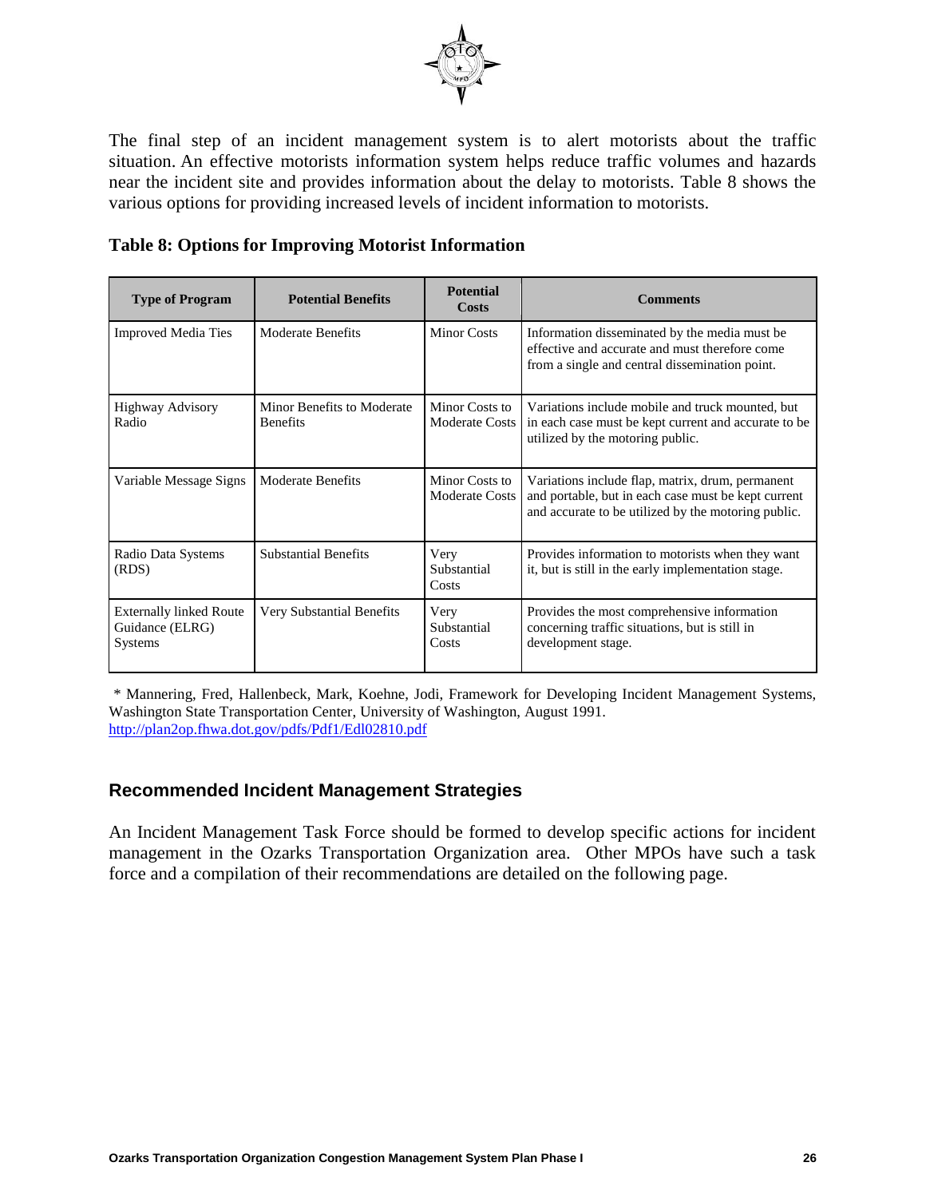The final step of an incident management system is to alert motorists about the traffic situation. An effective motorists information system helps reduce traffic volumes and hazards near the incident site and provides information about the delay to motorists. Table 8 shows the various options for providing increased levels of incident information to motorists.

**Table 8: Options for Improving Motorist Information**

| Type of Program | Potential Benefits | Potential Costs | Comments |
|---|---|---|---|
| Improved Media Ties | Moderate Benefits | Minor Costs | Information disseminated by the media must be effective and accurate and must therefore come from a single and central dissemination point. |
| Highway Advisory Radio | Minor Benefits to Moderate Benefits | Minor Costs to Moderate Costs | Variations include mobile and truck mounted, but in each case must be kept current and accurate to be utilized by the motoring public. |
| Variable Message Signs | Moderate Benefits | Minor Costs to Moderate Costs | Variations include flap, matrix, drum, permanent and portable, but in each case must be kept current and accurate to be utilized by the motoring public. |
| Radio Data Systems (RDS) | Substantial Benefits | Very Substantial Costs | Provides information to motorists when they want it, but is still in the early implementation stage. |
| Externally linked Route Guidance (ELRG) Systems | Very Substantial Benefits | Very Substantial Costs | Provides the most comprehensive information concerning traffic situations, but is still in development stage. |

* Mannering, Fred, Hallenbeck, Mark, Koehne, Jodi, Framework for Developing Incident Management Systems, Washington State Transportation Center, University of Washington, August 1991. http://plan2op.fhwa.dot.gov/pdfs/Pdf1/Edl02810.pdf

### Recommended Incident Management Strategies

An Incident Management Task Force should be formed to develop specific actions for incident management in the Ozarks Transportation Organization area. Other MPOs have such a task force and a compilation of their recommendations are detailed on the following page.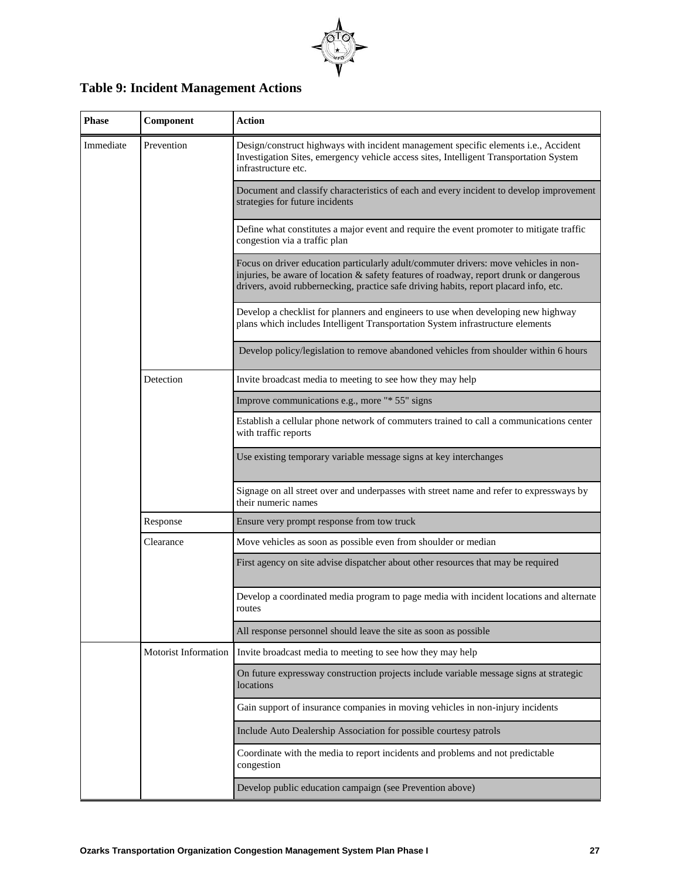## Table 9: Incident Management Actions

| Phase | Component | Action |
|---|---|---|
| Immediate | Prevention | Design/construct highways with incident management specific elements i.e., Accident Investigation Sites, emergency vehicle access sites, Intelligent Transportation System infrastructure etc. |
| | | Document and classify characteristics of each and every incident to develop improvement strategies for future incidents |
| | | Define what constitutes a major event and require the event promoter to mitigate traffic congestion via a traffic plan |
| | | Focus on driver education particularly adult/commuter drivers: move vehicles in non-injuries, be aware of location & safety features of roadway, report drunk or dangerous drivers, avoid rubbernecking, practice safe driving habits, report placard info, etc. |
| | | Develop a checklist for planners and engineers to use when developing new highway plans which includes Intelligent Transportation System infrastructure elements |
| | | Develop policy/legislation to remove abandoned vehicles from shoulder within 6 hours |
| | Detection | Invite broadcast media to meeting to see how they may help |
| | | Improve communications e.g., more "* 55" signs |
| | | Establish a cellular phone network of commuters trained to call a communications center with traffic reports |
| | | Use existing temporary variable message signs at key interchanges |
| | | Signage on all street over and underpasses with street name and refer to expressways by their numeric names |
| | Response | Ensure very prompt response from tow truck |
| | Clearance | Move vehicles as soon as possible even from shoulder or median |
| | | First agency on site advise dispatcher about other resources that may be required |
| | | Develop a coordinated media program to page media with incident locations and alternate routes |
| | | All response personnel should leave the site as soon as possible |
| | Motorist Information | Invite broadcast media to meeting to see how they may help |
| | | On future expressway construction projects include variable message signs at strategic locations |
| | | Gain support of insurance companies in moving vehicles in non-injury incidents |
| | | Include Auto Dealership Association for possible courtesy patrols |
| | | Coordinate with the media to report incidents and problems and not predictable congestion |
| | | Develop public education campaign (see Prevention above) |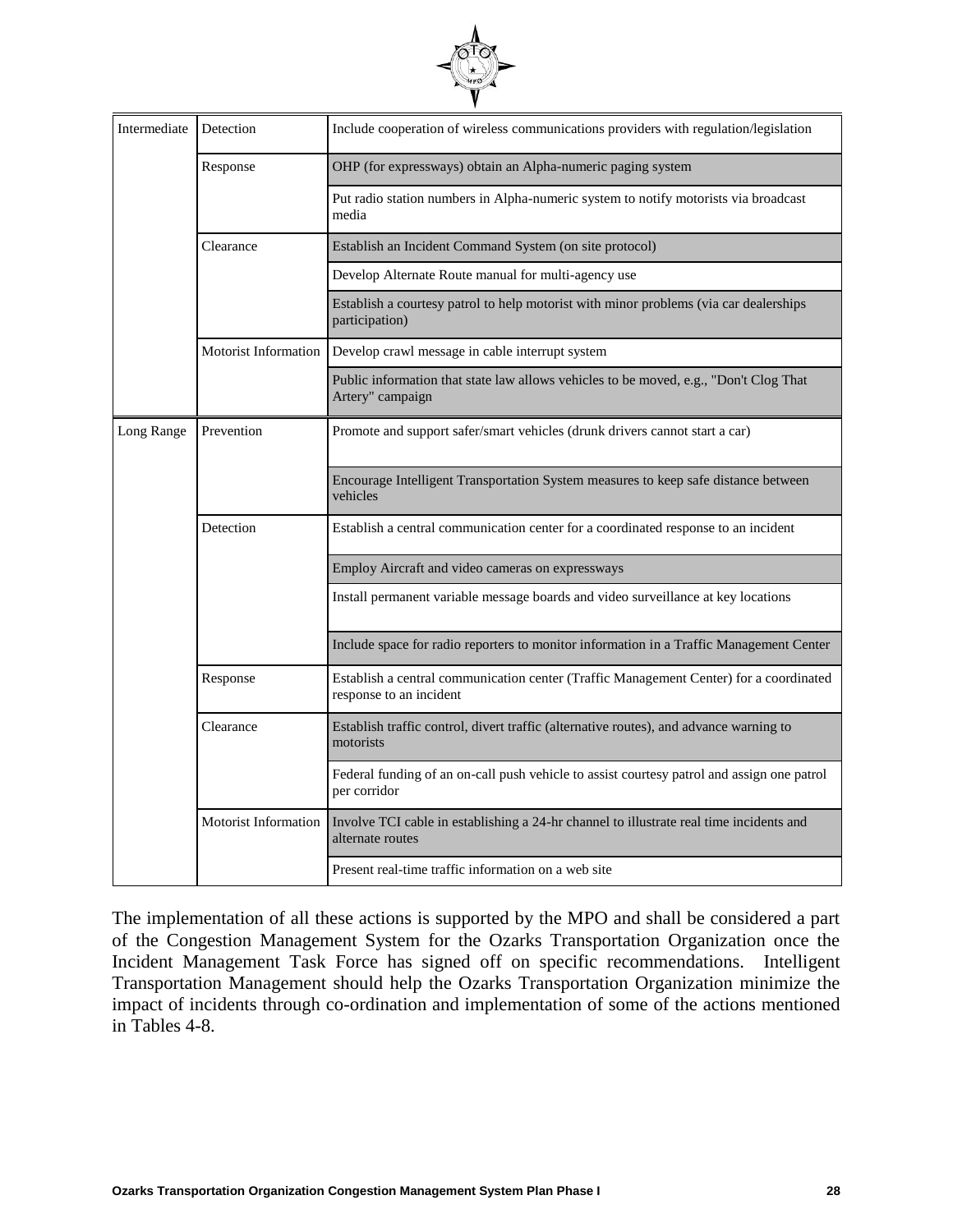| | | |
|---|---|---|
| Intermediate | Detection | Include cooperation of wireless communications providers with regulation/legislation |
| | Response | OHP (for expressways) obtain an Alpha-numeric paging system |
| | | Put radio station numbers in Alpha-numeric system to notify motorists via broadcast media |
| | Clearance | Establish an Incident Command System (on site protocol) |
| | | Develop Alternate Route manual for multi-agency use |
| | | Establish a courtesy patrol to help motorist with minor problems (via car dealerships participation) |
| | Motorist Information | Develop crawl message in cable interrupt system |
| | | Public information that state law allows vehicles to be moved, e.g., "Don't Clog That Artery" campaign |
| Long Range | Prevention | Promote and support safer/smart vehicles (drunk drivers cannot start a car) |
| | | Encourage Intelligent Transportation System measures to keep safe distance between vehicles |
| | Detection | Establish a central communication center for a coordinated response to an incident |
| | | Employ Aircraft and video cameras on expressways |
| | | Install permanent variable message boards and video surveillance at key locations |
| | | Include space for radio reporters to monitor information in a Traffic Management Center |
| | Response | Establish a central communication center (Traffic Management Center) for a coordinated response to an incident |
| | Clearance | Establish traffic control, divert traffic (alternative routes), and advance warning to motorists |
| | | Federal funding of an on-call push vehicle to assist courtesy patrol and assign one patrol per corridor |
| | Motorist Information | Involve TCI cable in establishing a 24-hr channel to illustrate real time incidents and alternate routes |
| | | Present real-time traffic information on a web site |

The implementation of all these actions is supported by the MPO and shall be considered a part of the Congestion Management System for the Ozarks Transportation Organization once the Incident Management Task Force has signed off on specific recommendations. Intelligent Transportation Management should help the Ozarks Transportation Organization minimize the impact of incidents through co-ordination and implementation of some of the actions mentioned in Tables 4-8.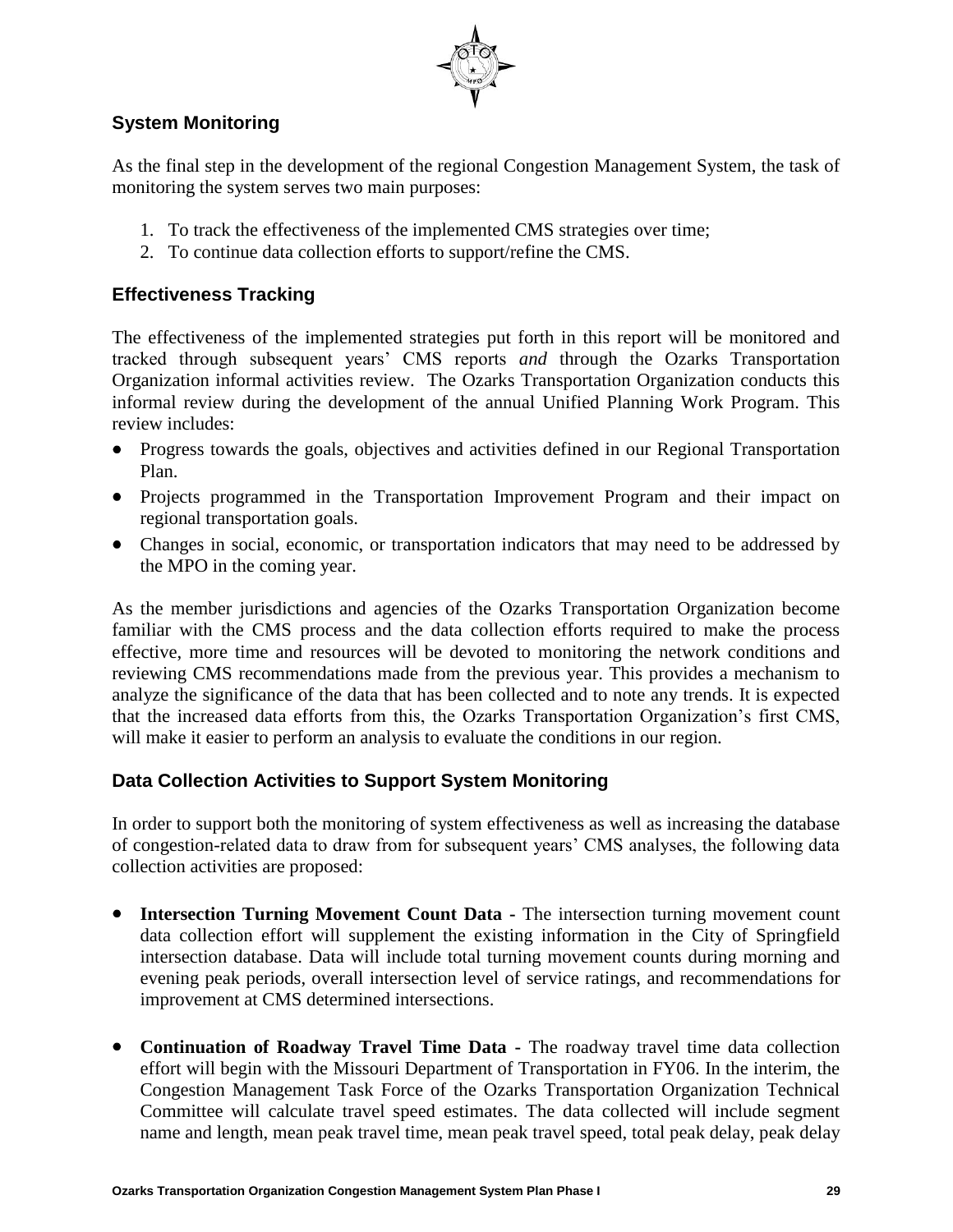## System Monitoring

As the final step in the development of the regional Congestion Management System, the task of monitoring the system serves two main purposes:

1. To track the effectiveness of the implemented CMS strategies over time;
2. To continue data collection efforts to support/refine the CMS.

## Effectiveness Tracking

The effectiveness of the implemented strategies put forth in this report will be monitored and tracked through subsequent years' CMS reports *and* through the Ozarks Transportation Organization informal activities review. The Ozarks Transportation Organization conducts this informal review during the development of the annual Unified Planning Work Program. This review includes:

- Progress towards the goals, objectives and activities defined in our Regional Transportation Plan.
- Projects programmed in the Transportation Improvement Program and their impact on regional transportation goals.
- Changes in social, economic, or transportation indicators that may need to be addressed by the MPO in the coming year.

As the member jurisdictions and agencies of the Ozarks Transportation Organization become familiar with the CMS process and the data collection efforts required to make the process effective, more time and resources will be devoted to monitoring the network conditions and reviewing CMS recommendations made from the previous year. This provides a mechanism to analyze the significance of the data that has been collected and to note any trends. It is expected that the increased data efforts from this, the Ozarks Transportation Organization's first CMS, will make it easier to perform an analysis to evaluate the conditions in our region.

## Data Collection Activities to Support System Monitoring

In order to support both the monitoring of system effectiveness as well as increasing the database of congestion-related data to draw from for subsequent years' CMS analyses, the following data collection activities are proposed:

- **Intersection Turning Movement Count Data -** The intersection turning movement count data collection effort will supplement the existing information in the City of Springfield intersection database. Data will include total turning movement counts during morning and evening peak periods, overall intersection level of service ratings, and recommendations for improvement at CMS determined intersections.

- **Continuation of Roadway Travel Time Data -** The roadway travel time data collection effort will begin with the Missouri Department of Transportation in FY06. In the interim, the Congestion Management Task Force of the Ozarks Transportation Organization Technical Committee will calculate travel speed estimates. The data collected will include segment name and length, mean peak travel time, mean peak travel speed, total peak delay, peak delay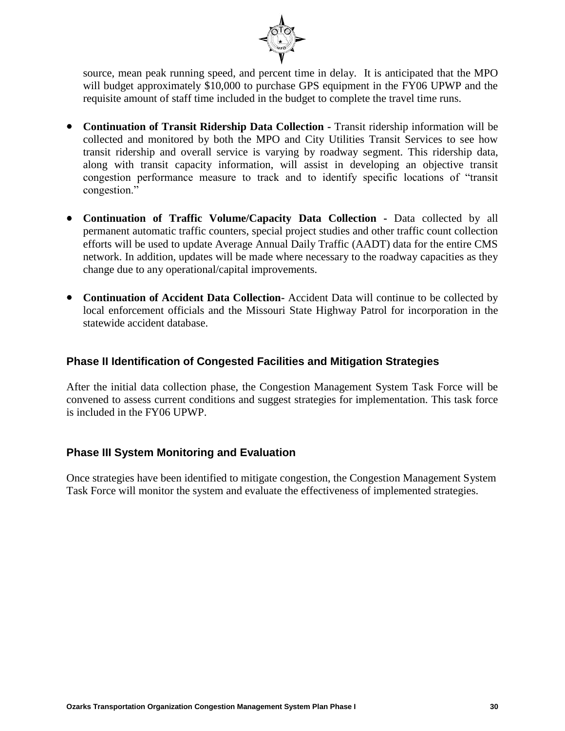source, mean peak running speed, and percent time in delay. It is anticipated that the MPO will budget approximately $10,000 to purchase GPS equipment in the FY06 UPWP and the requisite amount of staff time included in the budget to complete the travel time runs.

- **Continuation of Transit Ridership Data Collection -** Transit ridership information will be collected and monitored by both the MPO and City Utilities Transit Services to see how transit ridership and overall service is varying by roadway segment. This ridership data, along with transit capacity information, will assist in developing an objective transit congestion performance measure to track and to identify specific locations of "transit congestion."

- **Continuation of Traffic Volume/Capacity Data Collection -** Data collected by all permanent automatic traffic counters, special project studies and other traffic count collection efforts will be used to update Average Annual Daily Traffic (AADT) data for the entire CMS network. In addition, updates will be made where necessary to the roadway capacities as they change due to any operational/capital improvements.

- **Continuation of Accident Data Collection-** Accident Data will continue to be collected by local enforcement officials and the Missouri State Highway Patrol for incorporation in the statewide accident database.

### Phase II Identification of Congested Facilities and Mitigation Strategies

After the initial data collection phase, the Congestion Management System Task Force will be convened to assess current conditions and suggest strategies for implementation. This task force is included in the FY06 UPWP.

### Phase III System Monitoring and Evaluation

Once strategies have been identified to mitigate congestion, the Congestion Management System Task Force will monitor the system and evaluate the effectiveness of implemented strategies.